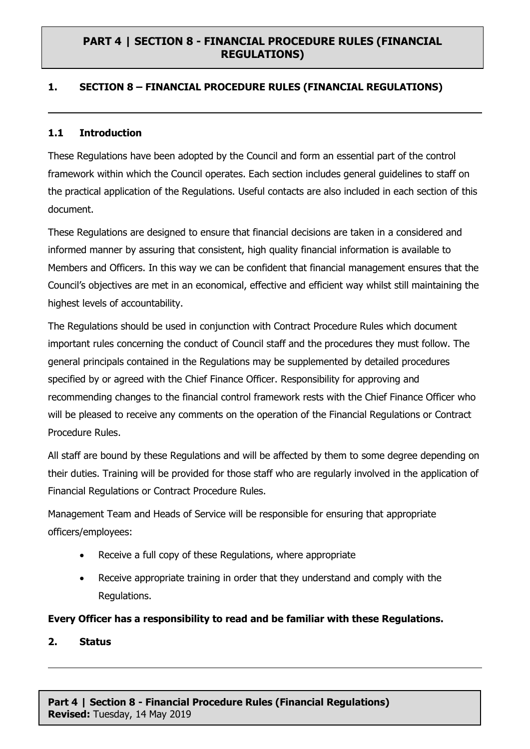# PART 4 | SECTION 8 - FINANCIAL PROCEDURE RULES (FINANCIAL REGULATIONS)

## 1. SECTION 8 – FINANCIAL PROCEDURE RULES (FINANCIAL REGULATIONS)

### 1.1 Introduction

These Regulations have been adopted by the Council and form an essential part of the control framework within which the Council operates. Each section includes general guidelines to staff on the practical application of the Regulations. Useful contacts are also included in each section of this document.

These Regulations are designed to ensure that financial decisions are taken in a considered and informed manner by assuring that consistent, high quality financial information is available to Members and Officers. In this way we can be confident that financial management ensures that the Council's objectives are met in an economical, effective and efficient way whilst still maintaining the highest levels of accountability.

The Regulations should be used in conjunction with Contract Procedure Rules which document important rules concerning the conduct of Council staff and the procedures they must follow. The general principals contained in the Regulations may be supplemented by detailed procedures specified by or agreed with the Chief Finance Officer. Responsibility for approving and recommending changes to the financial control framework rests with the Chief Finance Officer who will be pleased to receive any comments on the operation of the Financial Regulations or Contract Procedure Rules.

All staff are bound by these Regulations and will be affected by them to some degree depending on their duties. Training will be provided for those staff who are regularly involved in the application of Financial Regulations or Contract Procedure Rules.

Management Team and Heads of Service will be responsible for ensuring that appropriate officers/employees:

- Receive a full copy of these Regulations, where appropriate
- Receive appropriate training in order that they understand and comply with the Regulations.

**Every Officer has a responsibility to read and be familiar with these Regulations.**

## 2. Status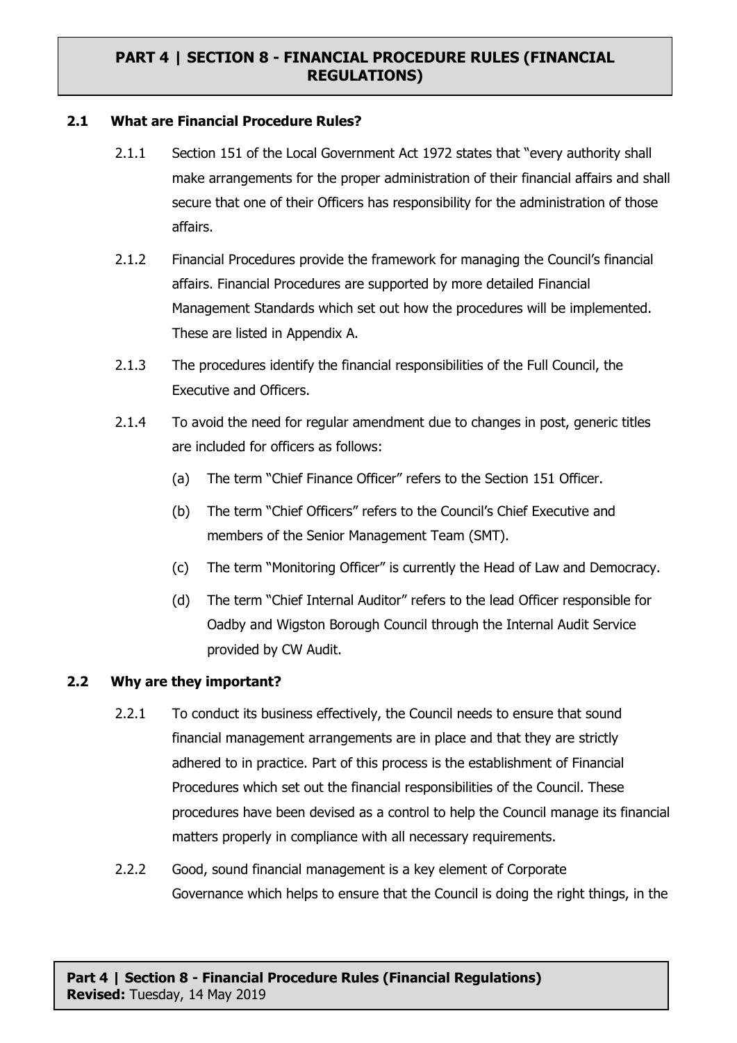# PART 4 | SECTION 8 - FINANCIAL PROCEDURE RULES (FINANCIAL REGULATIONS)

## 2.1 What are Financial Procedure Rules?

2.1.1 Section 151 of the Local Government Act 1972 states that "every authority shall make arrangements for the proper administration of their financial affairs and shall secure that one of their Officers has responsibility for the administration of those affairs.

2.1.2 Financial Procedures provide the framework for managing the Council's financial affairs. Financial Procedures are supported by more detailed Financial Management Standards which set out how the procedures will be implemented. These are listed in Appendix A.

2.1.3 The procedures identify the financial responsibilities of the Full Council, the Executive and Officers.

2.1.4 To avoid the need for regular amendment due to changes in post, generic titles are included for officers as follows:

(a) The term "Chief Finance Officer" refers to the Section 151 Officer.

(b) The term "Chief Officers" refers to the Council's Chief Executive and members of the Senior Management Team (SMT).

(c) The term "Monitoring Officer" is currently the Head of Law and Democracy.

(d) The term "Chief Internal Auditor" refers to the lead Officer responsible for Oadby and Wigston Borough Council through the Internal Audit Service provided by CW Audit.

## 2.2 Why are they important?

2.2.1 To conduct its business effectively, the Council needs to ensure that sound financial management arrangements are in place and that they are strictly adhered to in practice. Part of this process is the establishment of Financial Procedures which set out the financial responsibilities of the Council. These procedures have been devised as a control to help the Council manage its financial matters properly in compliance with all necessary requirements.

2.2.2 Good, sound financial management is a key element of Corporate Governance which helps to ensure that the Council is doing the right things, in the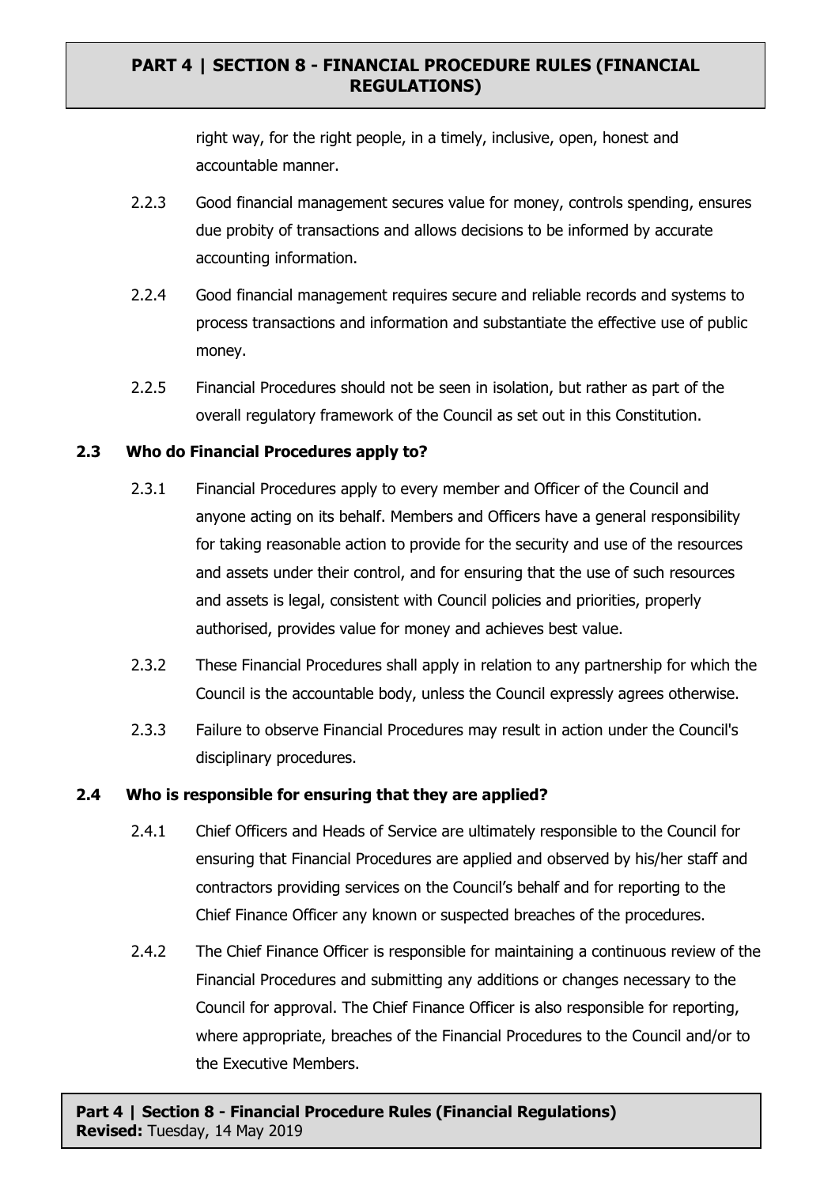right way, for the right people, in a timely, inclusive, open, honest and accountable manner.

2.2.3 Good financial management secures value for money, controls spending, ensures due probity of transactions and allows decisions to be informed by accurate accounting information.

2.2.4 Good financial management requires secure and reliable records and systems to process transactions and information and substantiate the effective use of public money.

2.2.5 Financial Procedures should not be seen in isolation, but rather as part of the overall regulatory framework of the Council as set out in this Constitution.

### 2.3 Who do Financial Procedures apply to?

2.3.1 Financial Procedures apply to every member and Officer of the Council and anyone acting on its behalf. Members and Officers have a general responsibility for taking reasonable action to provide for the security and use of the resources and assets under their control, and for ensuring that the use of such resources and assets is legal, consistent with Council policies and priorities, properly authorised, provides value for money and achieves best value.

2.3.2 These Financial Procedures shall apply in relation to any partnership for which the Council is the accountable body, unless the Council expressly agrees otherwise.

2.3.3 Failure to observe Financial Procedures may result in action under the Council's disciplinary procedures.

### 2.4 Who is responsible for ensuring that they are applied?

2.4.1 Chief Officers and Heads of Service are ultimately responsible to the Council for ensuring that Financial Procedures are applied and observed by his/her staff and contractors providing services on the Council's behalf and for reporting to the Chief Finance Officer any known or suspected breaches of the procedures.

2.4.2 The Chief Finance Officer is responsible for maintaining a continuous review of the Financial Procedures and submitting any additions or changes necessary to the Council for approval. The Chief Finance Officer is also responsible for reporting, where appropriate, breaches of the Financial Procedures to the Council and/or to the Executive Members.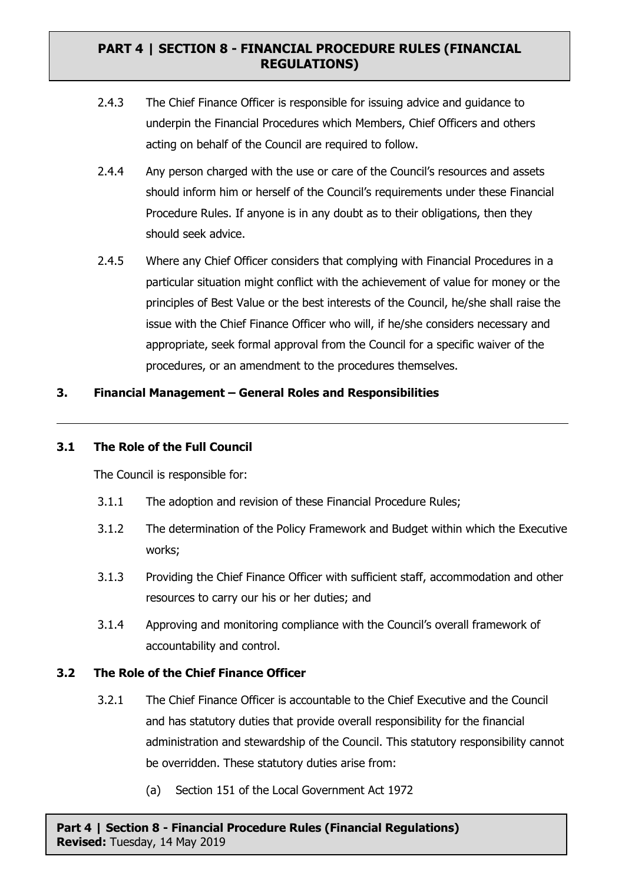2.4.3 The Chief Finance Officer is responsible for issuing advice and guidance to underpin the Financial Procedures which Members, Chief Officers and others acting on behalf of the Council are required to follow.

2.4.4 Any person charged with the use or care of the Council's resources and assets should inform him or herself of the Council's requirements under these Financial Procedure Rules. If anyone is in any doubt as to their obligations, then they should seek advice.

2.4.5 Where any Chief Officer considers that complying with Financial Procedures in a particular situation might conflict with the achievement of value for money or the principles of Best Value or the best interests of the Council, he/she shall raise the issue with the Chief Finance Officer who will, if he/she considers necessary and appropriate, seek formal approval from the Council for a specific waiver of the procedures, or an amendment to the procedures themselves.

## 3. Financial Management – General Roles and Responsibilities

---

### 3.1 The Role of the Full Council

The Council is responsible for:

3.1.1 The adoption and revision of these Financial Procedure Rules;

3.1.2 The determination of the Policy Framework and Budget within which the Executive works;

3.1.3 Providing the Chief Finance Officer with sufficient staff, accommodation and other resources to carry our his or her duties; and

3.1.4 Approving and monitoring compliance with the Council's overall framework of accountability and control.

### 3.2 The Role of the Chief Finance Officer

3.2.1 The Chief Finance Officer is accountable to the Chief Executive and the Council and has statutory duties that provide overall responsibility for the financial administration and stewardship of the Council. This statutory responsibility cannot be overridden. These statutory duties arise from:

(a) Section 151 of the Local Government Act 1972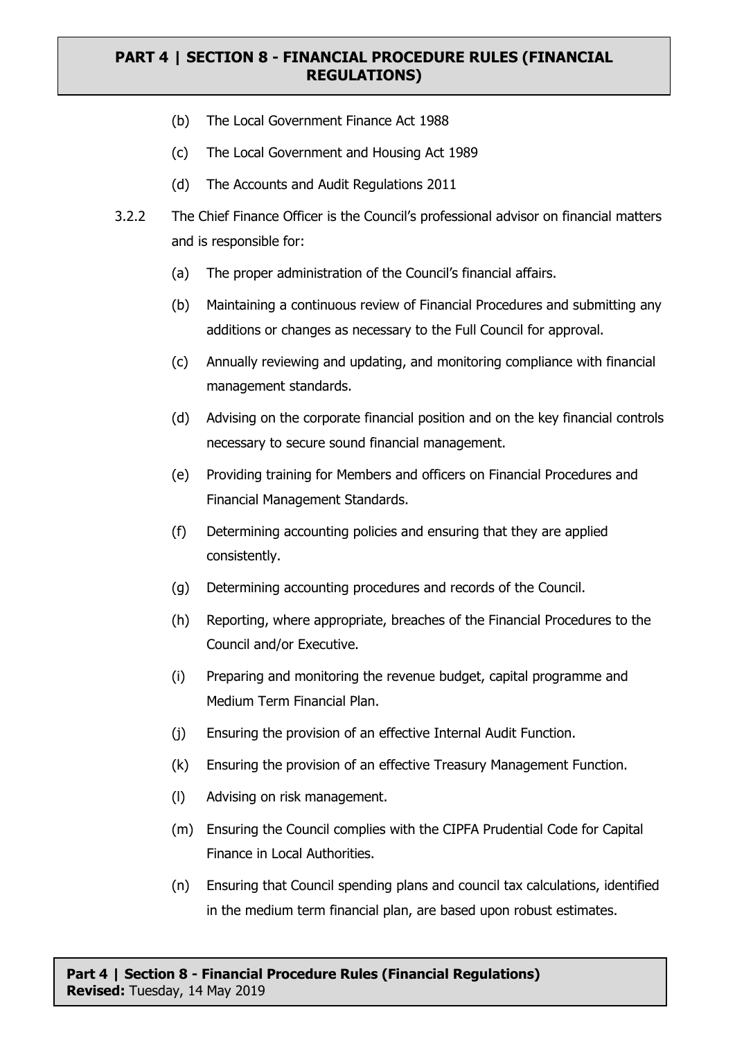(b) The Local Government Finance Act 1988

(c) The Local Government and Housing Act 1989

(d) The Accounts and Audit Regulations 2011

3.2.2 The Chief Finance Officer is the Council's professional advisor on financial matters and is responsible for:

(a) The proper administration of the Council's financial affairs.

(b) Maintaining a continuous review of Financial Procedures and submitting any additions or changes as necessary to the Full Council for approval.

(c) Annually reviewing and updating, and monitoring compliance with financial management standards.

(d) Advising on the corporate financial position and on the key financial controls necessary to secure sound financial management.

(e) Providing training for Members and officers on Financial Procedures and Financial Management Standards.

(f) Determining accounting policies and ensuring that they are applied consistently.

(g) Determining accounting procedures and records of the Council.

(h) Reporting, where appropriate, breaches of the Financial Procedures to the Council and/or Executive.

(i) Preparing and monitoring the revenue budget, capital programme and Medium Term Financial Plan.

(j) Ensuring the provision of an effective Internal Audit Function.

(k) Ensuring the provision of an effective Treasury Management Function.

(l) Advising on risk management.

(m) Ensuring the Council complies with the CIPFA Prudential Code for Capital Finance in Local Authorities.

(n) Ensuring that Council spending plans and council tax calculations, identified in the medium term financial plan, are based upon robust estimates.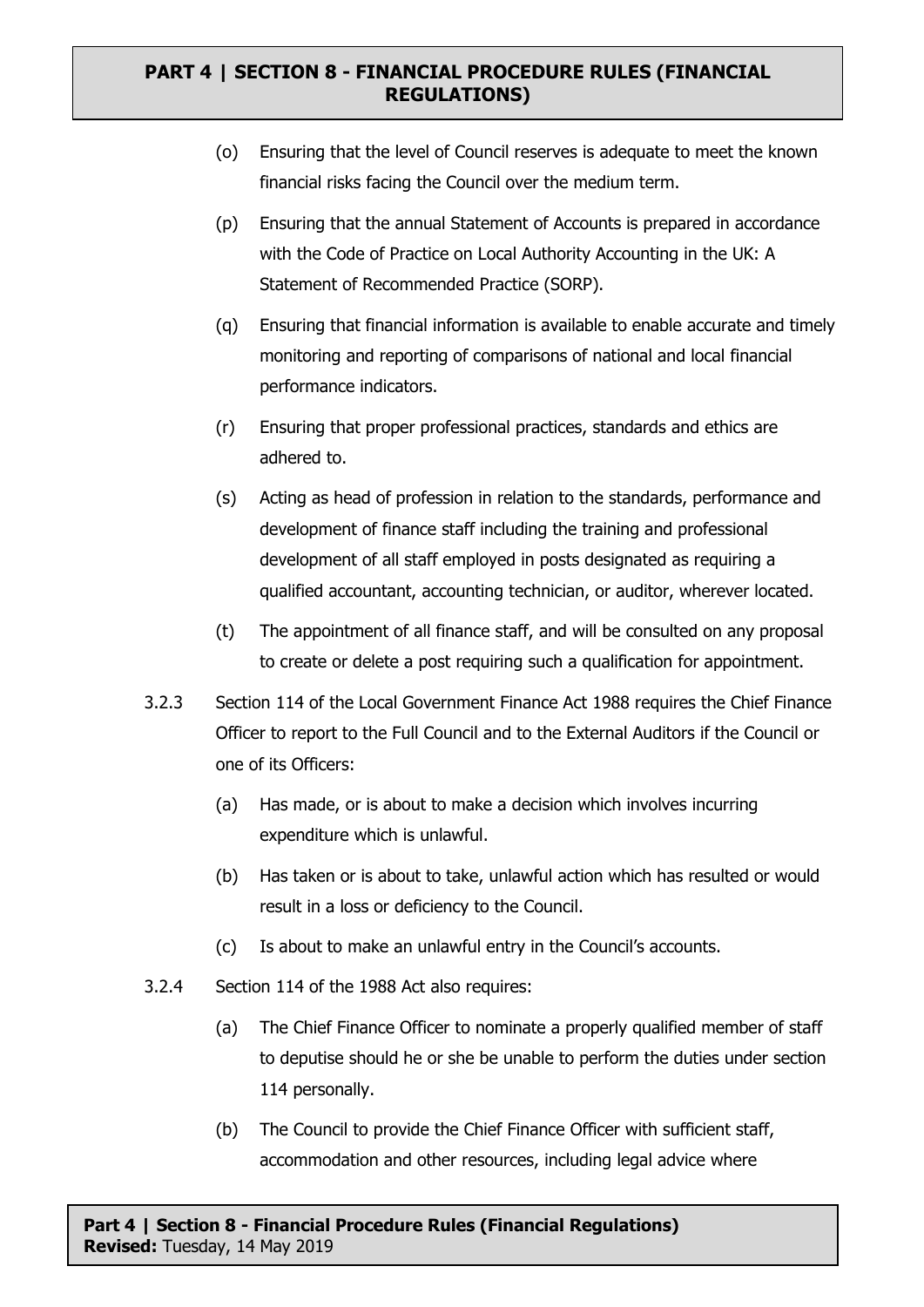(o) Ensuring that the level of Council reserves is adequate to meet the known financial risks facing the Council over the medium term.

(p) Ensuring that the annual Statement of Accounts is prepared in accordance with the Code of Practice on Local Authority Accounting in the UK: A Statement of Recommended Practice (SORP).

(q) Ensuring that financial information is available to enable accurate and timely monitoring and reporting of comparisons of national and local financial performance indicators.

(r) Ensuring that proper professional practices, standards and ethics are adhered to.

(s) Acting as head of profession in relation to the standards, performance and development of finance staff including the training and professional development of all staff employed in posts designated as requiring a qualified accountant, accounting technician, or auditor, wherever located.

(t) The appointment of all finance staff, and will be consulted on any proposal to create or delete a post requiring such a qualification for appointment.

3.2.3 Section 114 of the Local Government Finance Act 1988 requires the Chief Finance Officer to report to the Full Council and to the External Auditors if the Council or one of its Officers:

(a) Has made, or is about to make a decision which involves incurring expenditure which is unlawful.

(b) Has taken or is about to take, unlawful action which has resulted or would result in a loss or deficiency to the Council.

(c) Is about to make an unlawful entry in the Council's accounts.

3.2.4 Section 114 of the 1988 Act also requires:

(a) The Chief Finance Officer to nominate a properly qualified member of staff to deputise should he or she be unable to perform the duties under section 114 personally.

(b) The Council to provide the Chief Finance Officer with sufficient staff, accommodation and other resources, including legal advice where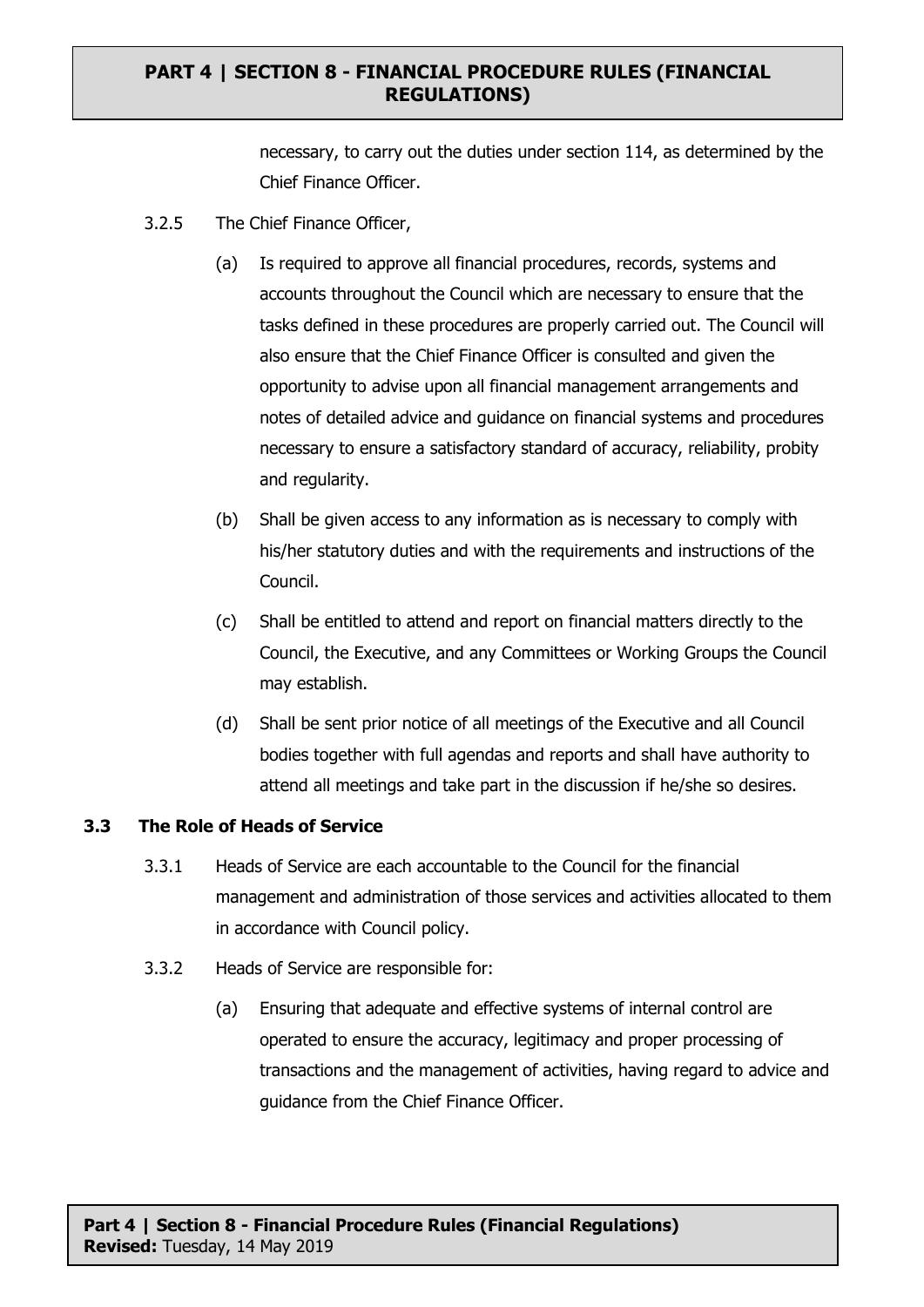necessary, to carry out the duties under section 114, as determined by the Chief Finance Officer.

3.2.5 The Chief Finance Officer,

(a) Is required to approve all financial procedures, records, systems and accounts throughout the Council which are necessary to ensure that the tasks defined in these procedures are properly carried out. The Council will also ensure that the Chief Finance Officer is consulted and given the opportunity to advise upon all financial management arrangements and notes of detailed advice and guidance on financial systems and procedures necessary to ensure a satisfactory standard of accuracy, reliability, probity and regularity.

(b) Shall be given access to any information as is necessary to comply with his/her statutory duties and with the requirements and instructions of the Council.

(c) Shall be entitled to attend and report on financial matters directly to the Council, the Executive, and any Committees or Working Groups the Council may establish.

(d) Shall be sent prior notice of all meetings of the Executive and all Council bodies together with full agendas and reports and shall have authority to attend all meetings and take part in the discussion if he/she so desires.

### 3.3 The Role of Heads of Service

3.3.1 Heads of Service are each accountable to the Council for the financial management and administration of those services and activities allocated to them in accordance with Council policy.

3.3.2 Heads of Service are responsible for:

(a) Ensuring that adequate and effective systems of internal control are operated to ensure the accuracy, legitimacy and proper processing of transactions and the management of activities, having regard to advice and guidance from the Chief Finance Officer.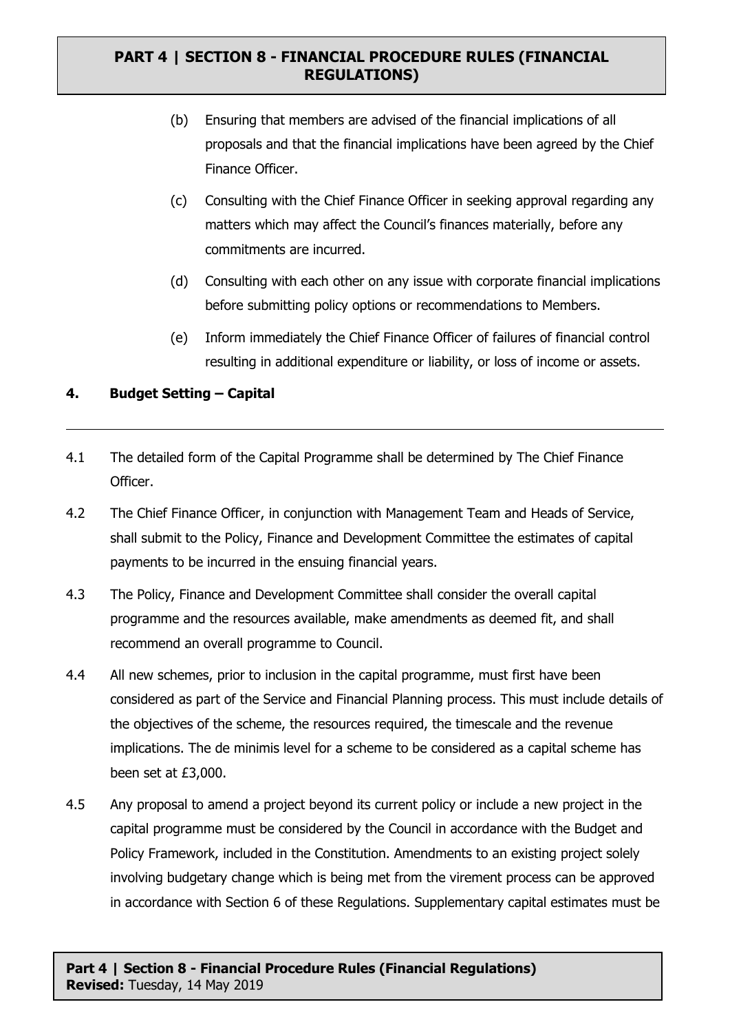(b) Ensuring that members are advised of the financial implications of all proposals and that the financial implications have been agreed by the Chief Finance Officer.

(c) Consulting with the Chief Finance Officer in seeking approval regarding any matters which may affect the Council's finances materially, before any commitments are incurred.

(d) Consulting with each other on any issue with corporate financial implications before submitting policy options or recommendations to Members.

(e) Inform immediately the Chief Finance Officer of failures of financial control resulting in additional expenditure or liability, or loss of income or assets.

## 4. Budget Setting – Capital

4.1 The detailed form of the Capital Programme shall be determined by The Chief Finance Officer.

4.2 The Chief Finance Officer, in conjunction with Management Team and Heads of Service, shall submit to the Policy, Finance and Development Committee the estimates of capital payments to be incurred in the ensuing financial years.

4.3 The Policy, Finance and Development Committee shall consider the overall capital programme and the resources available, make amendments as deemed fit, and shall recommend an overall programme to Council.

4.4 All new schemes, prior to inclusion in the capital programme, must first have been considered as part of the Service and Financial Planning process. This must include details of the objectives of the scheme, the resources required, the timescale and the revenue implications. The de minimis level for a scheme to be considered as a capital scheme has been set at £3,000.

4.5 Any proposal to amend a project beyond its current policy or include a new project in the capital programme must be considered by the Council in accordance with the Budget and Policy Framework, included in the Constitution. Amendments to an existing project solely involving budgetary change which is being met from the virement process can be approved in accordance with Section 6 of these Regulations. Supplementary capital estimates must be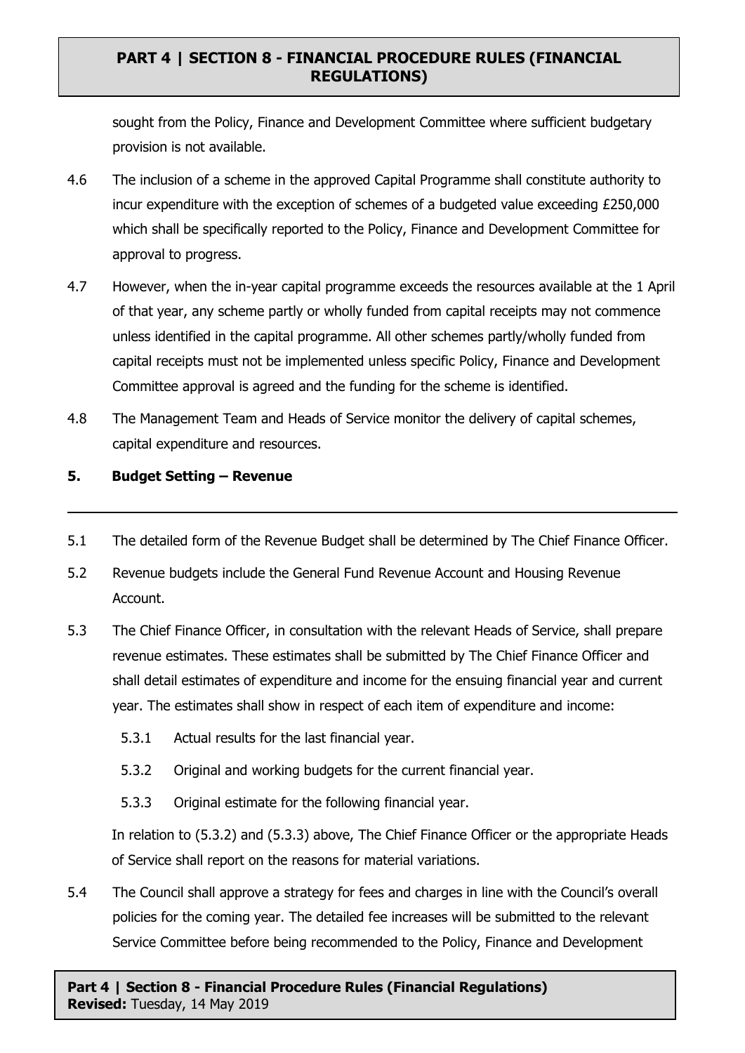sought from the Policy, Finance and Development Committee where sufficient budgetary provision is not available.

4.6 The inclusion of a scheme in the approved Capital Programme shall constitute authority to incur expenditure with the exception of schemes of a budgeted value exceeding £250,000 which shall be specifically reported to the Policy, Finance and Development Committee for approval to progress.

4.7 However, when the in-year capital programme exceeds the resources available at the 1 April of that year, any scheme partly or wholly funded from capital receipts may not commence unless identified in the capital programme. All other schemes partly/wholly funded from capital receipts must not be implemented unless specific Policy, Finance and Development Committee approval is agreed and the funding for the scheme is identified.

4.8 The Management Team and Heads of Service monitor the delivery of capital schemes, capital expenditure and resources.

## 5. Budget Setting – Revenue

5.1 The detailed form of the Revenue Budget shall be determined by The Chief Finance Officer.

5.2 Revenue budgets include the General Fund Revenue Account and Housing Revenue Account.

5.3 The Chief Finance Officer, in consultation with the relevant Heads of Service, shall prepare revenue estimates. These estimates shall be submitted by The Chief Finance Officer and shall detail estimates of expenditure and income for the ensuing financial year and current year. The estimates shall show in respect of each item of expenditure and income:

5.3.1 Actual results for the last financial year.

5.3.2 Original and working budgets for the current financial year.

5.3.3 Original estimate for the following financial year.

In relation to (5.3.2) and (5.3.3) above, The Chief Finance Officer or the appropriate Heads of Service shall report on the reasons for material variations.

5.4 The Council shall approve a strategy for fees and charges in line with the Council's overall policies for the coming year. The detailed fee increases will be submitted to the relevant Service Committee before being recommended to the Policy, Finance and Development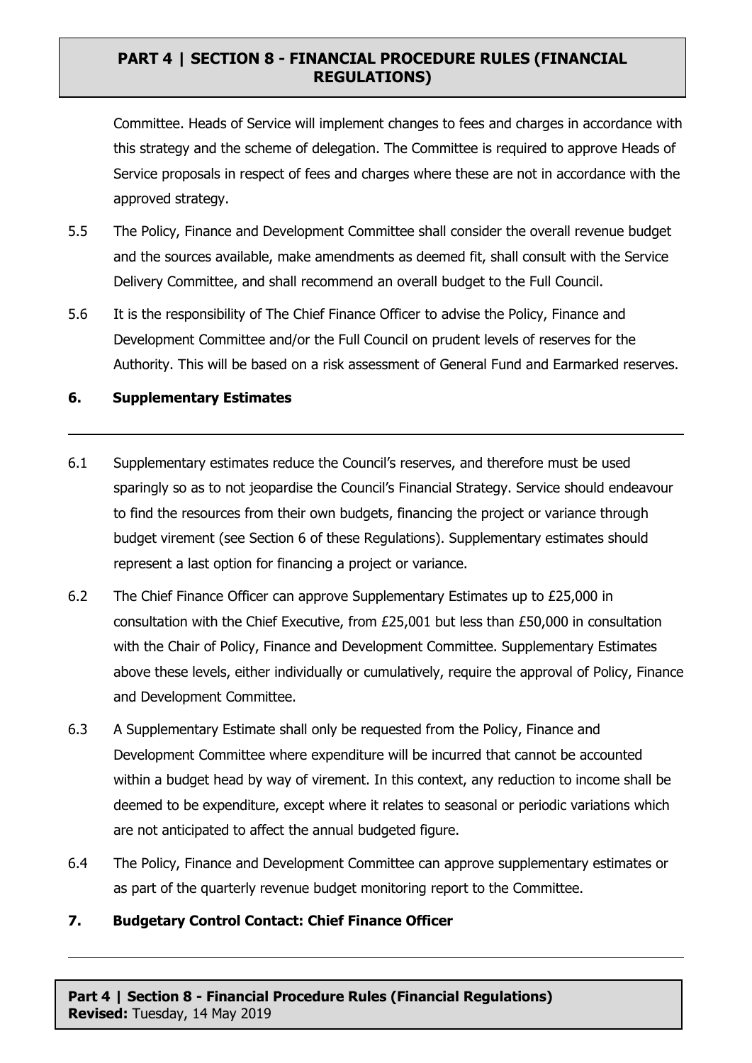Committee. Heads of Service will implement changes to fees and charges in accordance with this strategy and the scheme of delegation. The Committee is required to approve Heads of Service proposals in respect of fees and charges where these are not in accordance with the approved strategy.

5.5 The Policy, Finance and Development Committee shall consider the overall revenue budget and the sources available, make amendments as deemed fit, shall consult with the Service Delivery Committee, and shall recommend an overall budget to the Full Council.

5.6 It is the responsibility of The Chief Finance Officer to advise the Policy, Finance and Development Committee and/or the Full Council on prudent levels of reserves for the Authority. This will be based on a risk assessment of General Fund and Earmarked reserves.

## 6. Supplementary Estimates

6.1 Supplementary estimates reduce the Council's reserves, and therefore must be used sparingly so as to not jeopardise the Council's Financial Strategy. Service should endeavour to find the resources from their own budgets, financing the project or variance through budget virement (see Section 6 of these Regulations). Supplementary estimates should represent a last option for financing a project or variance.

6.2 The Chief Finance Officer can approve Supplementary Estimates up to £25,000 in consultation with the Chief Executive, from £25,001 but less than £50,000 in consultation with the Chair of Policy, Finance and Development Committee. Supplementary Estimates above these levels, either individually or cumulatively, require the approval of Policy, Finance and Development Committee.

6.3 A Supplementary Estimate shall only be requested from the Policy, Finance and Development Committee where expenditure will be incurred that cannot be accounted within a budget head by way of virement. In this context, any reduction to income shall be deemed to be expenditure, except where it relates to seasonal or periodic variations which are not anticipated to affect the annual budgeted figure.

6.4 The Policy, Finance and Development Committee can approve supplementary estimates or as part of the quarterly revenue budget monitoring report to the Committee.

## 7. Budgetary Control Contact: Chief Finance Officer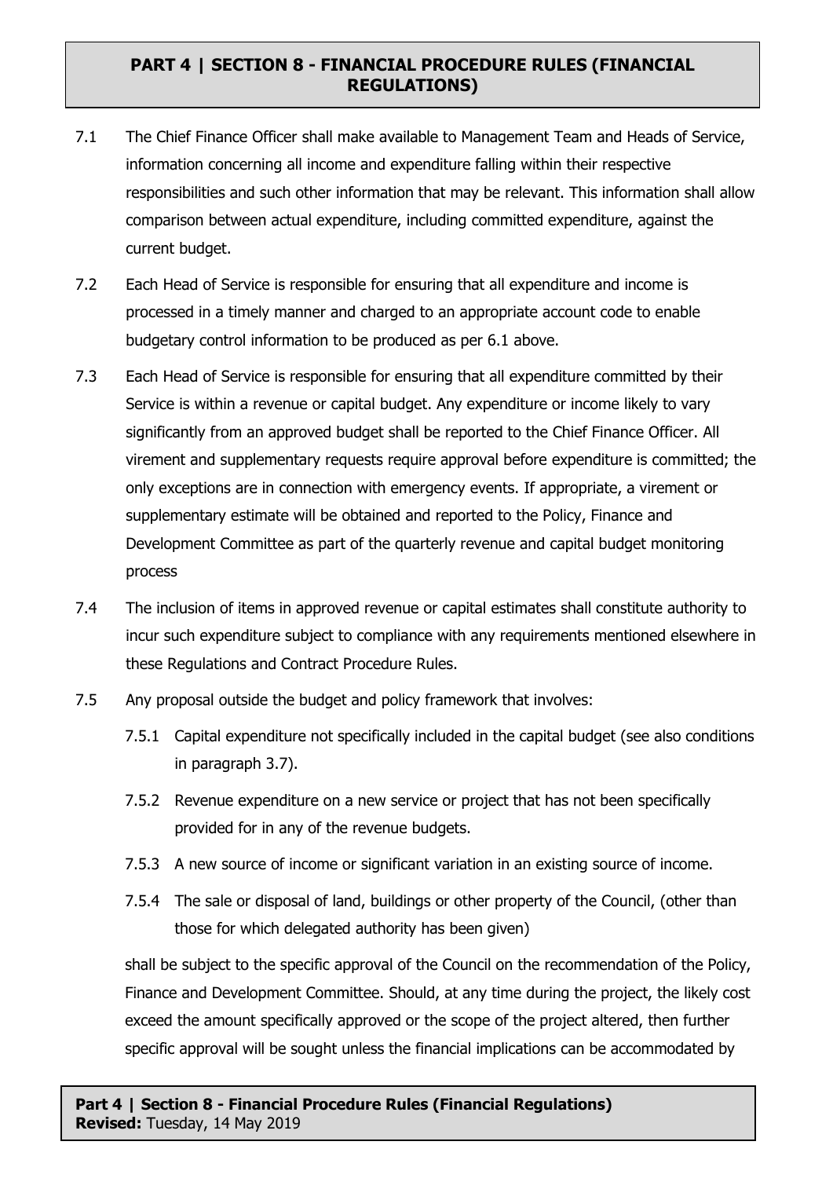7.1 The Chief Finance Officer shall make available to Management Team and Heads of Service, information concerning all income and expenditure falling within their respective responsibilities and such other information that may be relevant. This information shall allow comparison between actual expenditure, including committed expenditure, against the current budget.

7.2 Each Head of Service is responsible for ensuring that all expenditure and income is processed in a timely manner and charged to an appropriate account code to enable budgetary control information to be produced as per 6.1 above.

7.3 Each Head of Service is responsible for ensuring that all expenditure committed by their Service is within a revenue or capital budget. Any expenditure or income likely to vary significantly from an approved budget shall be reported to the Chief Finance Officer. All virement and supplementary requests require approval before expenditure is committed; the only exceptions are in connection with emergency events. If appropriate, a virement or supplementary estimate will be obtained and reported to the Policy, Finance and Development Committee as part of the quarterly revenue and capital budget monitoring process

7.4 The inclusion of items in approved revenue or capital estimates shall constitute authority to incur such expenditure subject to compliance with any requirements mentioned elsewhere in these Regulations and Contract Procedure Rules.

7.5 Any proposal outside the budget and policy framework that involves:

7.5.1 Capital expenditure not specifically included in the capital budget (see also conditions in paragraph 3.7).

7.5.2 Revenue expenditure on a new service or project that has not been specifically provided for in any of the revenue budgets.

7.5.3 A new source of income or significant variation in an existing source of income.

7.5.4 The sale or disposal of land, buildings or other property of the Council, (other than those for which delegated authority has been given)

shall be subject to the specific approval of the Council on the recommendation of the Policy, Finance and Development Committee. Should, at any time during the project, the likely cost exceed the amount specifically approved or the scope of the project altered, then further specific approval will be sought unless the financial implications can be accommodated by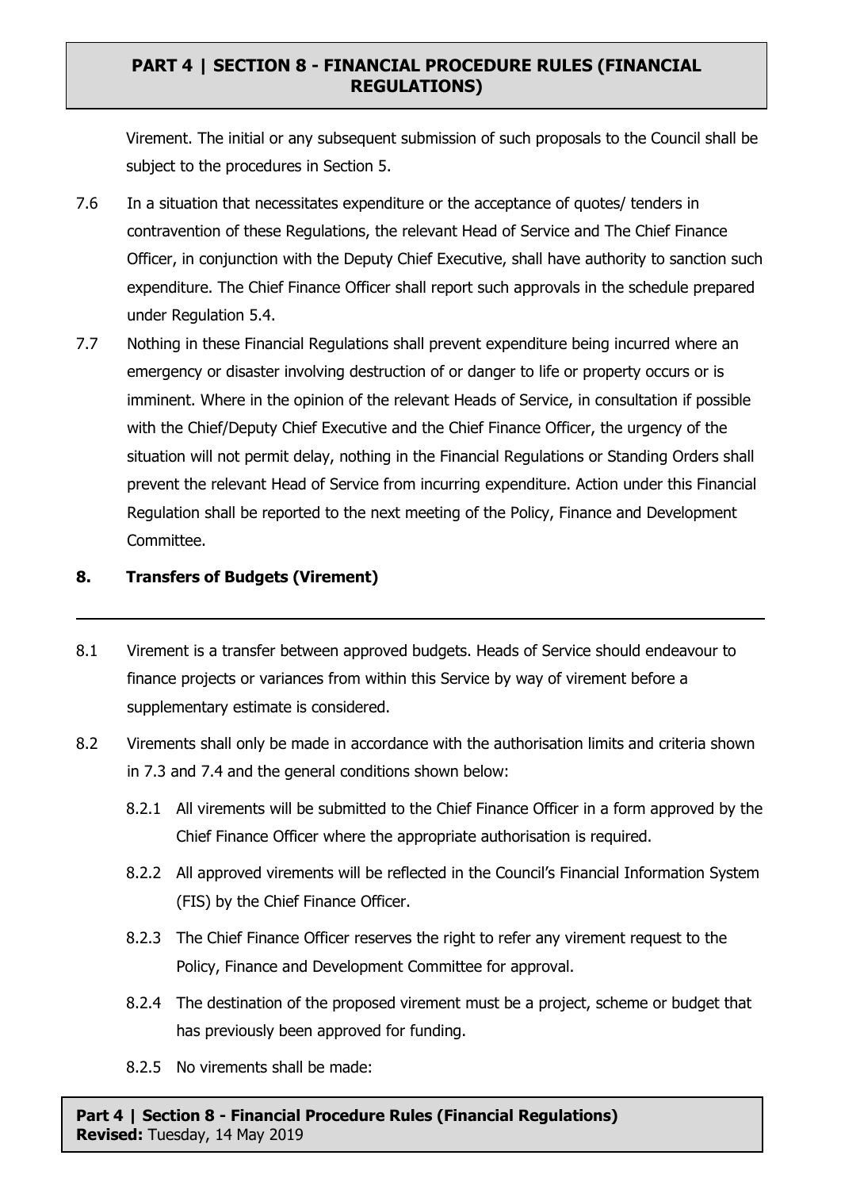Virement. The initial or any subsequent submission of such proposals to the Council shall be subject to the procedures in Section 5.

7.6 In a situation that necessitates expenditure or the acceptance of quotes/ tenders in contravention of these Regulations, the relevant Head of Service and The Chief Finance Officer, in conjunction with the Deputy Chief Executive, shall have authority to sanction such expenditure. The Chief Finance Officer shall report such approvals in the schedule prepared under Regulation 5.4.

7.7 Nothing in these Financial Regulations shall prevent expenditure being incurred where an emergency or disaster involving destruction of or danger to life or property occurs or is imminent. Where in the opinion of the relevant Heads of Service, in consultation if possible with the Chief/Deputy Chief Executive and the Chief Finance Officer, the urgency of the situation will not permit delay, nothing in the Financial Regulations or Standing Orders shall prevent the relevant Head of Service from incurring expenditure. Action under this Financial Regulation shall be reported to the next meeting of the Policy, Finance and Development Committee.

## 8. Transfers of Budgets (Virement)

8.1 Virement is a transfer between approved budgets. Heads of Service should endeavour to finance projects or variances from within this Service by way of virement before a supplementary estimate is considered.

8.2 Virements shall only be made in accordance with the authorisation limits and criteria shown in 7.3 and 7.4 and the general conditions shown below:

8.2.1 All virements will be submitted to the Chief Finance Officer in a form approved by the Chief Finance Officer where the appropriate authorisation is required.

8.2.2 All approved virements will be reflected in the Council's Financial Information System (FIS) by the Chief Finance Officer.

8.2.3 The Chief Finance Officer reserves the right to refer any virement request to the Policy, Finance and Development Committee for approval.

8.2.4 The destination of the proposed virement must be a project, scheme or budget that has previously been approved for funding.

8.2.5 No virements shall be made: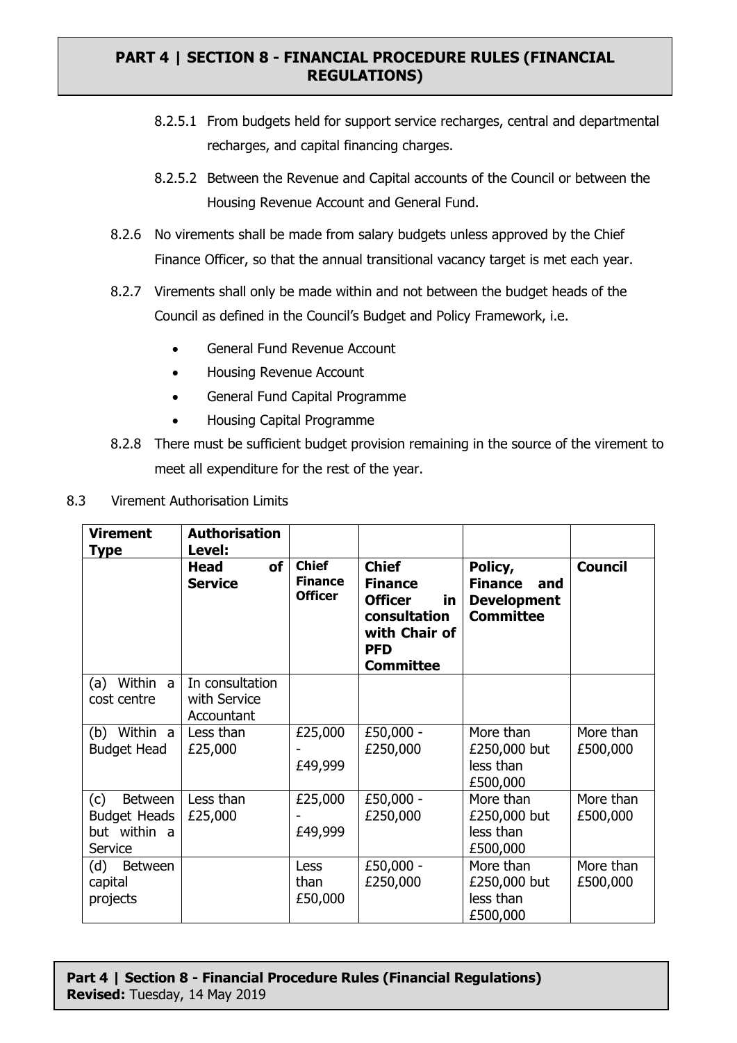8.2.5.1 From budgets held for support service recharges, central and departmental recharges, and capital financing charges.

8.2.5.2 Between the Revenue and Capital accounts of the Council or between the Housing Revenue Account and General Fund.

8.2.6 No virements shall be made from salary budgets unless approved by the Chief Finance Officer, so that the annual transitional vacancy target is met each year.

8.2.7 Virements shall only be made within and not between the budget heads of the Council as defined in the Council's Budget and Policy Framework, i.e.

- General Fund Revenue Account
- Housing Revenue Account
- General Fund Capital Programme
- Housing Capital Programme

8.2.8 There must be sufficient budget provision remaining in the source of the virement to meet all expenditure for the rest of the year.

8.3 Virement Authorisation Limits

| **Virement Type** | **Authorisation Level:** | | | | |
|---|---|---|---|---|---|
| | **Head of Service** | **Chief Finance Officer** | **Chief Finance Officer in consultation with Chair of PFD Committee** | **Policy, Finance and Development Committee** | **Council** |
| (a) Within a cost centre | In consultation with Service Accountant | | | | |
| (b) Within a Budget Head | Less than £25,000 | £25,000 - £49,999 | £50,000 - £250,000 | More than £250,000 but less than £500,000 | More than £500,000 |
| (c) Between Budget Heads but within a Service | Less than £25,000 | £25,000 - £49,999 | £50,000 - £250,000 | More than £250,000 but less than £500,000 | More than £500,000 |
| (d) Between capital projects | | Less than £50,000 | £50,000 - £250,000 | More than £250,000 but less than £500,000 | More than £500,000 |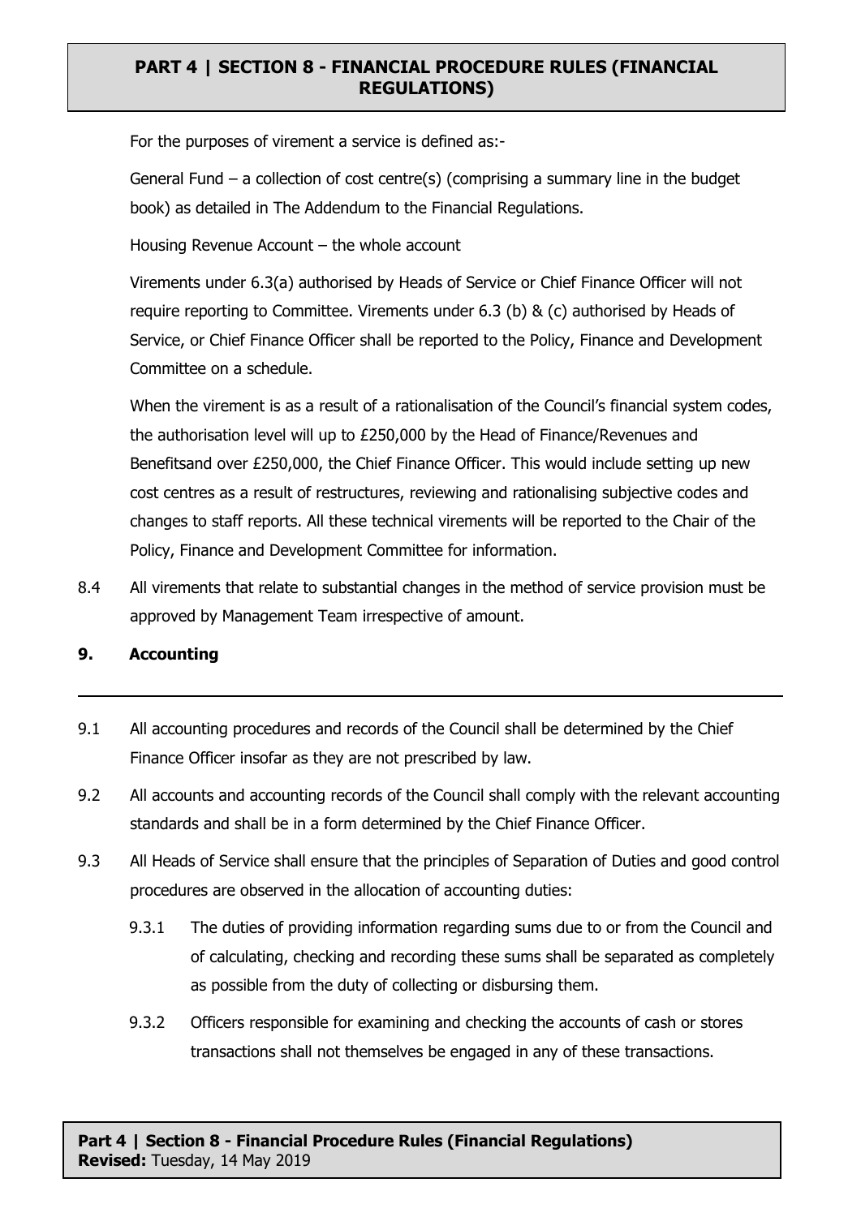For the purposes of virement a service is defined as:-

General Fund – a collection of cost centre(s) (comprising a summary line in the budget book) as detailed in The Addendum to the Financial Regulations.

Housing Revenue Account – the whole account

Virements under 6.3(a) authorised by Heads of Service or Chief Finance Officer will not require reporting to Committee. Virements under 6.3 (b) & (c) authorised by Heads of Service, or Chief Finance Officer shall be reported to the Policy, Finance and Development Committee on a schedule.

When the virement is as a result of a rationalisation of the Council's financial system codes, the authorisation level will up to £250,000 by the Head of Finance/Revenues and Benefitsand over £250,000, the Chief Finance Officer. This would include setting up new cost centres as a result of restructures, reviewing and rationalising subjective codes and changes to staff reports. All these technical virements will be reported to the Chair of the Policy, Finance and Development Committee for information.

8.4 All virements that relate to substantial changes in the method of service provision must be approved by Management Team irrespective of amount.

## 9. Accounting

9.1 All accounting procedures and records of the Council shall be determined by the Chief Finance Officer insofar as they are not prescribed by law.

9.2 All accounts and accounting records of the Council shall comply with the relevant accounting standards and shall be in a form determined by the Chief Finance Officer.

9.3 All Heads of Service shall ensure that the principles of Separation of Duties and good control procedures are observed in the allocation of accounting duties:

9.3.1 The duties of providing information regarding sums due to or from the Council and of calculating, checking and recording these sums shall be separated as completely as possible from the duty of collecting or disbursing them.

9.3.2 Officers responsible for examining and checking the accounts of cash or stores transactions shall not themselves be engaged in any of these transactions.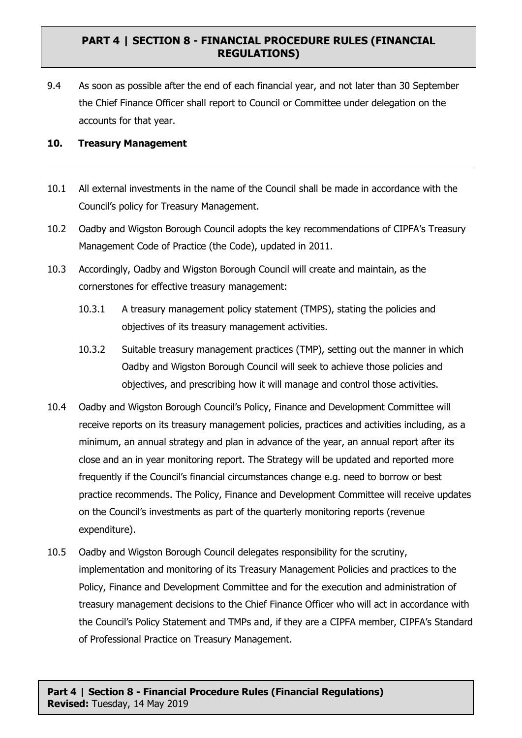9.4 As soon as possible after the end of each financial year, and not later than 30 September the Chief Finance Officer shall report to Council or Committee under delegation on the accounts for that year.

## 10. Treasury Management

10.1 All external investments in the name of the Council shall be made in accordance with the Council's policy for Treasury Management.

10.2 Oadby and Wigston Borough Council adopts the key recommendations of CIPFA's Treasury Management Code of Practice (the Code), updated in 2011.

10.3 Accordingly, Oadby and Wigston Borough Council will create and maintain, as the cornerstones for effective treasury management:

10.3.1 A treasury management policy statement (TMPS), stating the policies and objectives of its treasury management activities.

10.3.2 Suitable treasury management practices (TMP), setting out the manner in which Oadby and Wigston Borough Council will seek to achieve those policies and objectives, and prescribing how it will manage and control those activities.

10.4 Oadby and Wigston Borough Council's Policy, Finance and Development Committee will receive reports on its treasury management policies, practices and activities including, as a minimum, an annual strategy and plan in advance of the year, an annual report after its close and an in year monitoring report. The Strategy will be updated and reported more frequently if the Council's financial circumstances change e.g. need to borrow or best practice recommends. The Policy, Finance and Development Committee will receive updates on the Council's investments as part of the quarterly monitoring reports (revenue expenditure).

10.5 Oadby and Wigston Borough Council delegates responsibility for the scrutiny, implementation and monitoring of its Treasury Management Policies and practices to the Policy, Finance and Development Committee and for the execution and administration of treasury management decisions to the Chief Finance Officer who will act in accordance with the Council's Policy Statement and TMPs and, if they are a CIPFA member, CIPFA's Standard of Professional Practice on Treasury Management.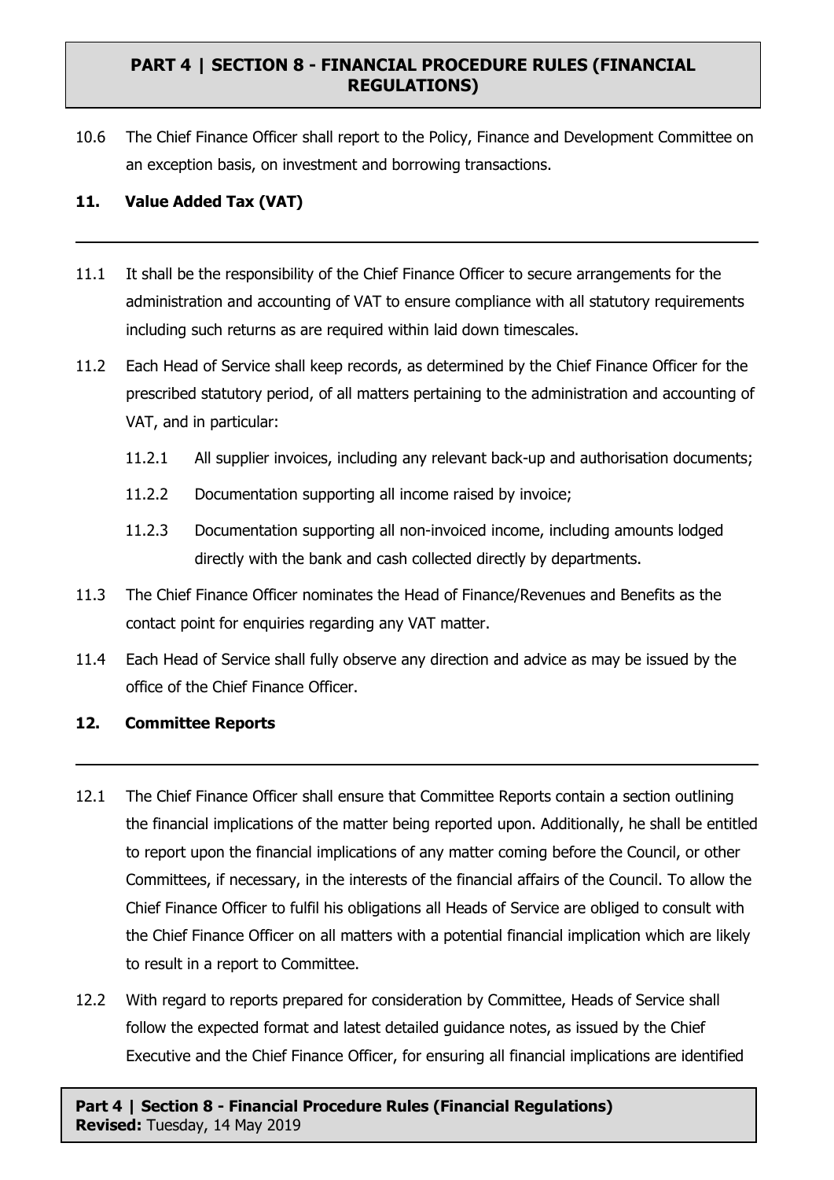10.6 The Chief Finance Officer shall report to the Policy, Finance and Development Committee on an exception basis, on investment and borrowing transactions.

## 11. Value Added Tax (VAT)

11.1 It shall be the responsibility of the Chief Finance Officer to secure arrangements for the administration and accounting of VAT to ensure compliance with all statutory requirements including such returns as are required within laid down timescales.

11.2 Each Head of Service shall keep records, as determined by the Chief Finance Officer for the prescribed statutory period, of all matters pertaining to the administration and accounting of VAT, and in particular:

- 11.2.1 All supplier invoices, including any relevant back-up and authorisation documents;
- 11.2.2 Documentation supporting all income raised by invoice;
- 11.2.3 Documentation supporting all non-invoiced income, including amounts lodged directly with the bank and cash collected directly by departments.

11.3 The Chief Finance Officer nominates the Head of Finance/Revenues and Benefits as the contact point for enquiries regarding any VAT matter.

11.4 Each Head of Service shall fully observe any direction and advice as may be issued by the office of the Chief Finance Officer.

## 12. Committee Reports

12.1 The Chief Finance Officer shall ensure that Committee Reports contain a section outlining the financial implications of the matter being reported upon. Additionally, he shall be entitled to report upon the financial implications of any matter coming before the Council, or other Committees, if necessary, in the interests of the financial affairs of the Council. To allow the Chief Finance Officer to fulfil his obligations all Heads of Service are obliged to consult with the Chief Finance Officer on all matters with a potential financial implication which are likely to result in a report to Committee.

12.2 With regard to reports prepared for consideration by Committee, Heads of Service shall follow the expected format and latest detailed guidance notes, as issued by the Chief Executive and the Chief Finance Officer, for ensuring all financial implications are identified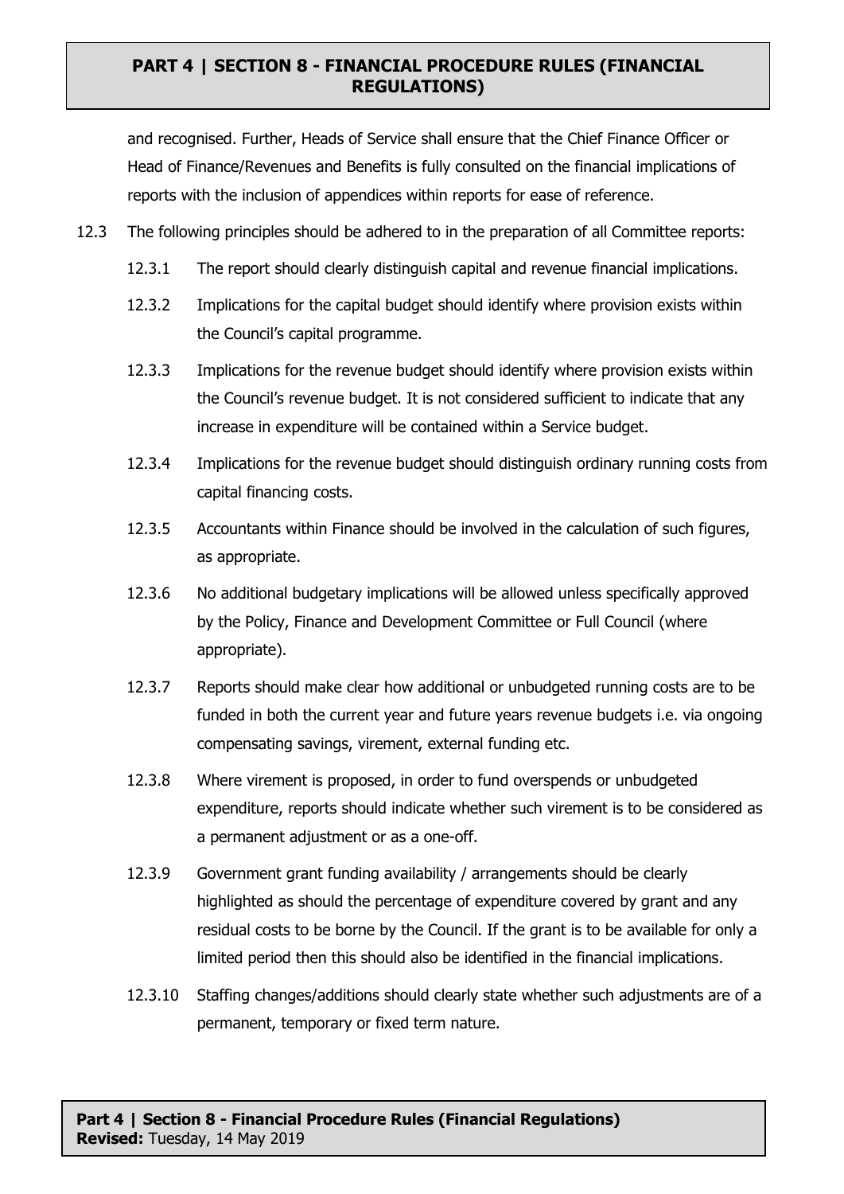and recognised. Further, Heads of Service shall ensure that the Chief Finance Officer or Head of Finance/Revenues and Benefits is fully consulted on the financial implications of reports with the inclusion of appendices within reports for ease of reference.

12.3 The following principles should be adhered to in the preparation of all Committee reports:

12.3.1 The report should clearly distinguish capital and revenue financial implications.

12.3.2 Implications for the capital budget should identify where provision exists within the Council's capital programme.

12.3.3 Implications for the revenue budget should identify where provision exists within the Council's revenue budget. It is not considered sufficient to indicate that any increase in expenditure will be contained within a Service budget.

12.3.4 Implications for the revenue budget should distinguish ordinary running costs from capital financing costs.

12.3.5 Accountants within Finance should be involved in the calculation of such figures, as appropriate.

12.3.6 No additional budgetary implications will be allowed unless specifically approved by the Policy, Finance and Development Committee or Full Council (where appropriate).

12.3.7 Reports should make clear how additional or unbudgeted running costs are to be funded in both the current year and future years revenue budgets i.e. via ongoing compensating savings, virement, external funding etc.

12.3.8 Where virement is proposed, in order to fund overspends or unbudgeted expenditure, reports should indicate whether such virement is to be considered as a permanent adjustment or as a one-off.

12.3.9 Government grant funding availability / arrangements should be clearly highlighted as should the percentage of expenditure covered by grant and any residual costs to be borne by the Council. If the grant is to be available for only a limited period then this should also be identified in the financial implications.

12.3.10 Staffing changes/additions should clearly state whether such adjustments are of a permanent, temporary or fixed term nature.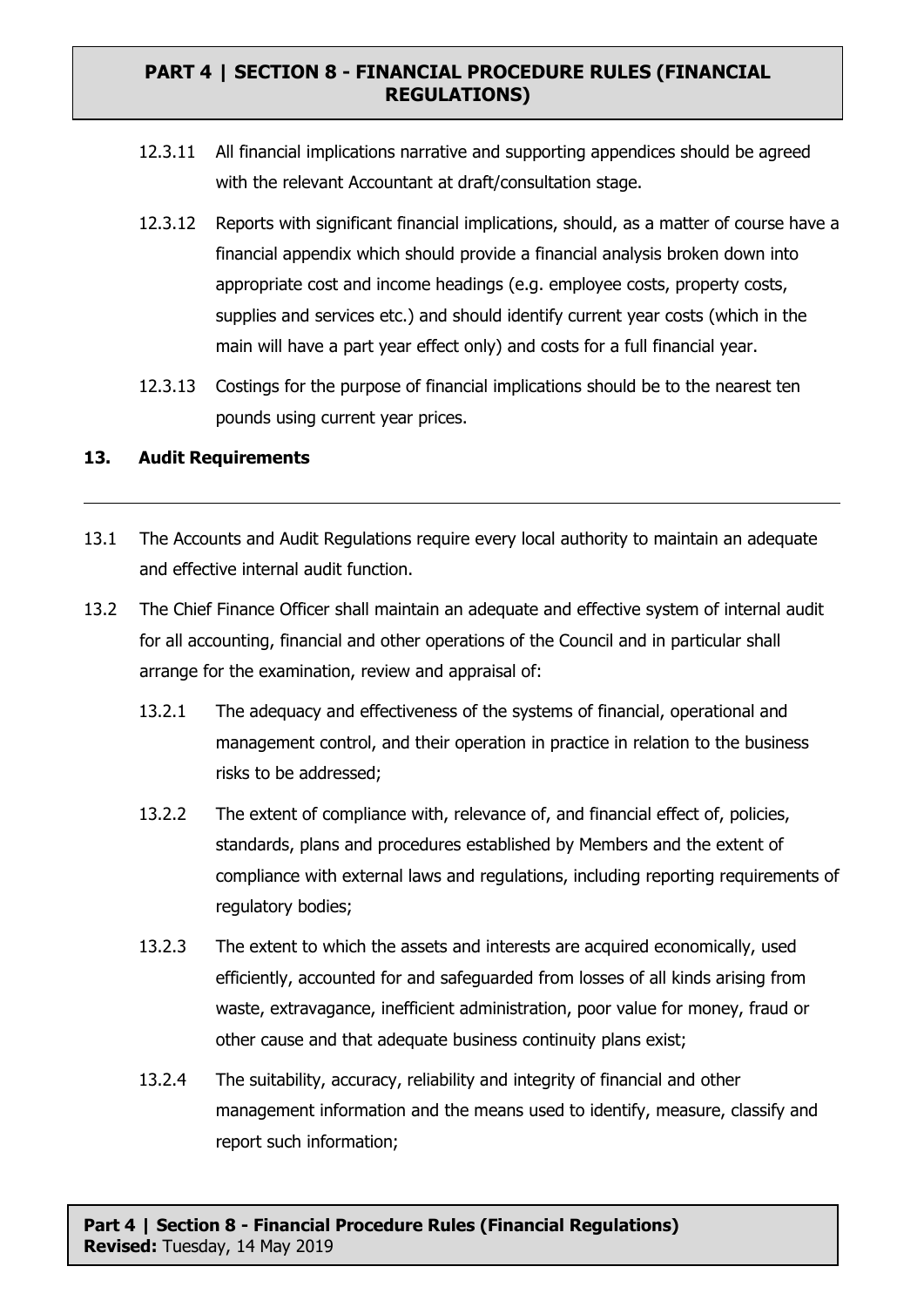12.3.11 All financial implications narrative and supporting appendices should be agreed with the relevant Accountant at draft/consultation stage.

12.3.12 Reports with significant financial implications, should, as a matter of course have a financial appendix which should provide a financial analysis broken down into appropriate cost and income headings (e.g. employee costs, property costs, supplies and services etc.) and should identify current year costs (which in the main will have a part year effect only) and costs for a full financial year.

12.3.13 Costings for the purpose of financial implications should be to the nearest ten pounds using current year prices.

## 13. Audit Requirements

---

13.1 The Accounts and Audit Regulations require every local authority to maintain an adequate and effective internal audit function.

13.2 The Chief Finance Officer shall maintain an adequate and effective system of internal audit for all accounting, financial and other operations of the Council and in particular shall arrange for the examination, review and appraisal of:

13.2.1 The adequacy and effectiveness of the systems of financial, operational and management control, and their operation in practice in relation to the business risks to be addressed;

13.2.2 The extent of compliance with, relevance of, and financial effect of, policies, standards, plans and procedures established by Members and the extent of compliance with external laws and regulations, including reporting requirements of regulatory bodies;

13.2.3 The extent to which the assets and interests are acquired economically, used efficiently, accounted for and safeguarded from losses of all kinds arising from waste, extravagance, inefficient administration, poor value for money, fraud or other cause and that adequate business continuity plans exist;

13.2.4 The suitability, accuracy, reliability and integrity of financial and other management information and the means used to identify, measure, classify and report such information;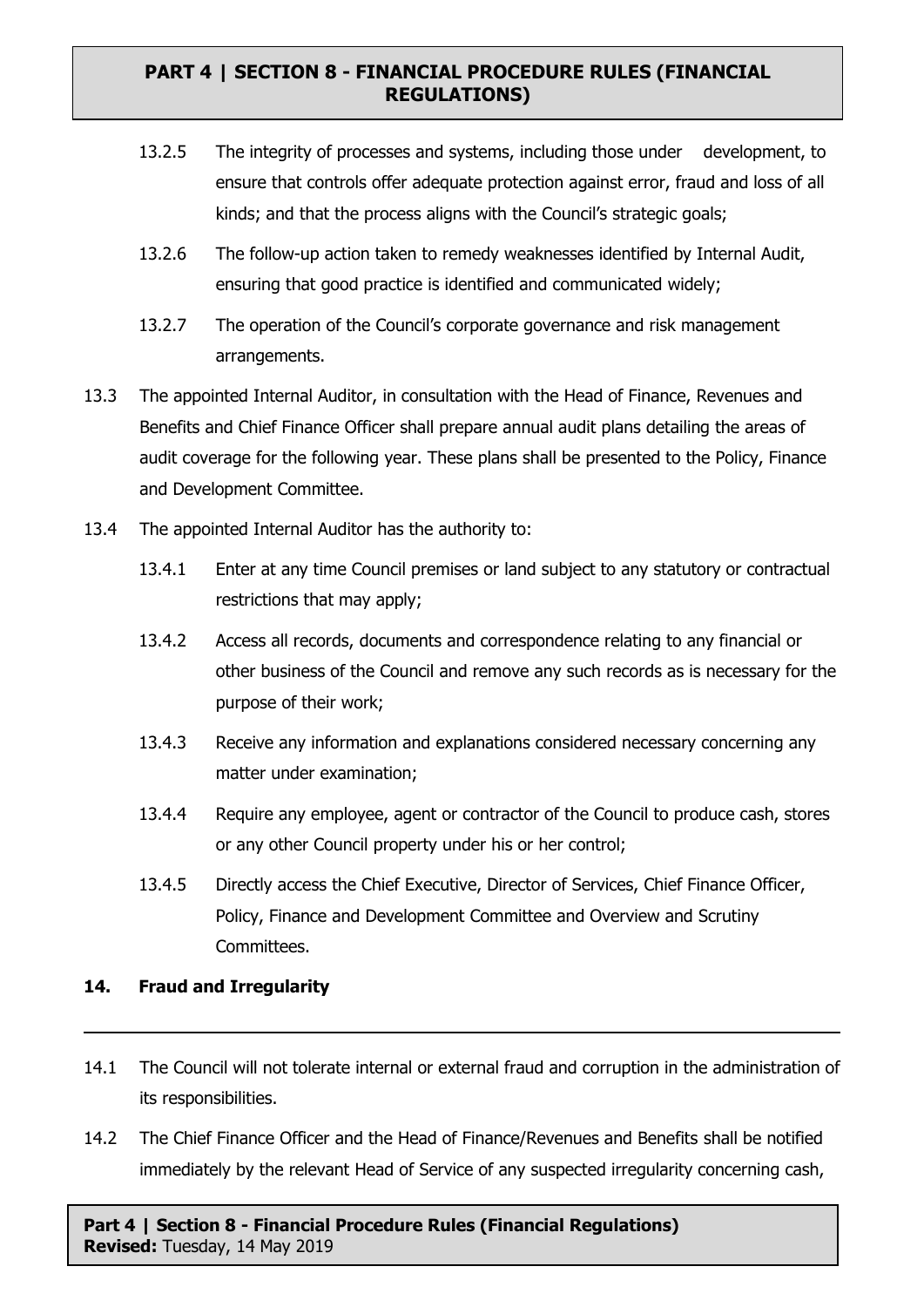13.2.5 The integrity of processes and systems, including those under development, to ensure that controls offer adequate protection against error, fraud and loss of all kinds; and that the process aligns with the Council's strategic goals;

13.2.6 The follow-up action taken to remedy weaknesses identified by Internal Audit, ensuring that good practice is identified and communicated widely;

13.2.7 The operation of the Council's corporate governance and risk management arrangements.

13.3 The appointed Internal Auditor, in consultation with the Head of Finance, Revenues and Benefits and Chief Finance Officer shall prepare annual audit plans detailing the areas of audit coverage for the following year. These plans shall be presented to the Policy, Finance and Development Committee.

13.4 The appointed Internal Auditor has the authority to:

13.4.1 Enter at any time Council premises or land subject to any statutory or contractual restrictions that may apply;

13.4.2 Access all records, documents and correspondence relating to any financial or other business of the Council and remove any such records as is necessary for the purpose of their work;

13.4.3 Receive any information and explanations considered necessary concerning any matter under examination;

13.4.4 Require any employee, agent or contractor of the Council to produce cash, stores or any other Council property under his or her control;

13.4.5 Directly access the Chief Executive, Director of Services, Chief Finance Officer, Policy, Finance and Development Committee and Overview and Scrutiny Committees.

## 14. Fraud and Irregularity

14.1 The Council will not tolerate internal or external fraud and corruption in the administration of its responsibilities.

14.2 The Chief Finance Officer and the Head of Finance/Revenues and Benefits shall be notified immediately by the relevant Head of Service of any suspected irregularity concerning cash,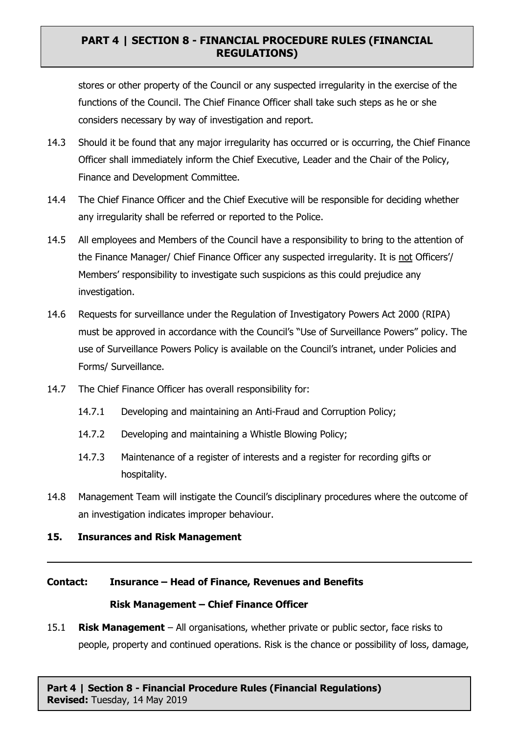stores or other property of the Council or any suspected irregularity in the exercise of the functions of the Council. The Chief Finance Officer shall take such steps as he or she considers necessary by way of investigation and report.

14.3 Should it be found that any major irregularity has occurred or is occurring, the Chief Finance Officer shall immediately inform the Chief Executive, Leader and the Chair of the Policy, Finance and Development Committee.

14.4 The Chief Finance Officer and the Chief Executive will be responsible for deciding whether any irregularity shall be referred or reported to the Police.

14.5 All employees and Members of the Council have a responsibility to bring to the attention of the Finance Manager/ Chief Finance Officer any suspected irregularity. It is <u>not</u> Officers'/ Members' responsibility to investigate such suspicions as this could prejudice any investigation.

14.6 Requests for surveillance under the Regulation of Investigatory Powers Act 2000 (RIPA) must be approved in accordance with the Council's "Use of Surveillance Powers" policy. The use of Surveillance Powers Policy is available on the Council's intranet, under Policies and Forms/ Surveillance.

14.7 The Chief Finance Officer has overall responsibility for:

- 14.7.1 Developing and maintaining an Anti-Fraud and Corruption Policy;
- 14.7.2 Developing and maintaining a Whistle Blowing Policy;
- 14.7.3 Maintenance of a register of interests and a register for recording gifts or hospitality.

14.8 Management Team will instigate the Council's disciplinary procedures where the outcome of an investigation indicates improper behaviour.

## 15. Insurances and Risk Management

---

**Contact: Insurance – Head of Finance, Revenues and Benefits**

**Risk Management – Chief Finance Officer**

15.1 **Risk Management** – All organisations, whether private or public sector, face risks to people, property and continued operations. Risk is the chance or possibility of loss, damage,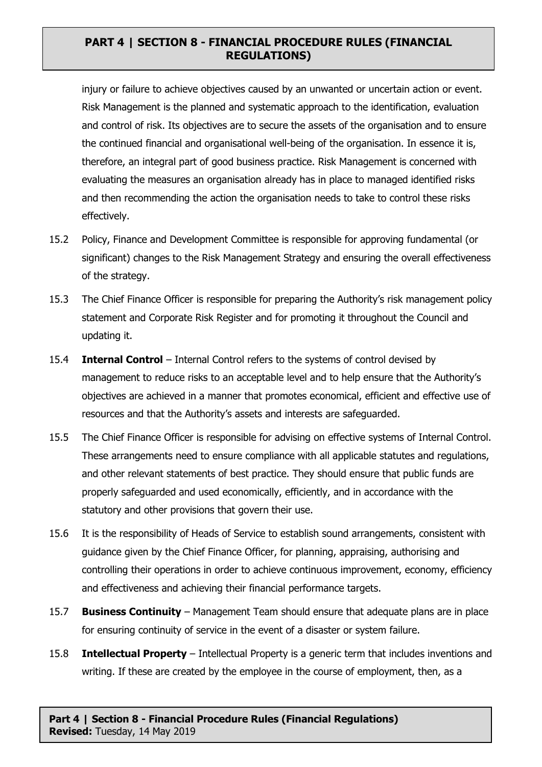injury or failure to achieve objectives caused by an unwanted or uncertain action or event. Risk Management is the planned and systematic approach to the identification, evaluation and control of risk. Its objectives are to secure the assets of the organisation and to ensure the continued financial and organisational well-being of the organisation. In essence it is, therefore, an integral part of good business practice. Risk Management is concerned with evaluating the measures an organisation already has in place to managed identified risks and then recommending the action the organisation needs to take to control these risks effectively.

15.2 Policy, Finance and Development Committee is responsible for approving fundamental (or significant) changes to the Risk Management Strategy and ensuring the overall effectiveness of the strategy.

15.3 The Chief Finance Officer is responsible for preparing the Authority's risk management policy statement and Corporate Risk Register and for promoting it throughout the Council and updating it.

15.4 **Internal Control** – Internal Control refers to the systems of control devised by management to reduce risks to an acceptable level and to help ensure that the Authority's objectives are achieved in a manner that promotes economical, efficient and effective use of resources and that the Authority's assets and interests are safeguarded.

15.5 The Chief Finance Officer is responsible for advising on effective systems of Internal Control. These arrangements need to ensure compliance with all applicable statutes and regulations, and other relevant statements of best practice. They should ensure that public funds are properly safeguarded and used economically, efficiently, and in accordance with the statutory and other provisions that govern their use.

15.6 It is the responsibility of Heads of Service to establish sound arrangements, consistent with guidance given by the Chief Finance Officer, for planning, appraising, authorising and controlling their operations in order to achieve continuous improvement, economy, efficiency and effectiveness and achieving their financial performance targets.

15.7 **Business Continuity** – Management Team should ensure that adequate plans are in place for ensuring continuity of service in the event of a disaster or system failure.

15.8 **Intellectual Property** – Intellectual Property is a generic term that includes inventions and writing. If these are created by the employee in the course of employment, then, as a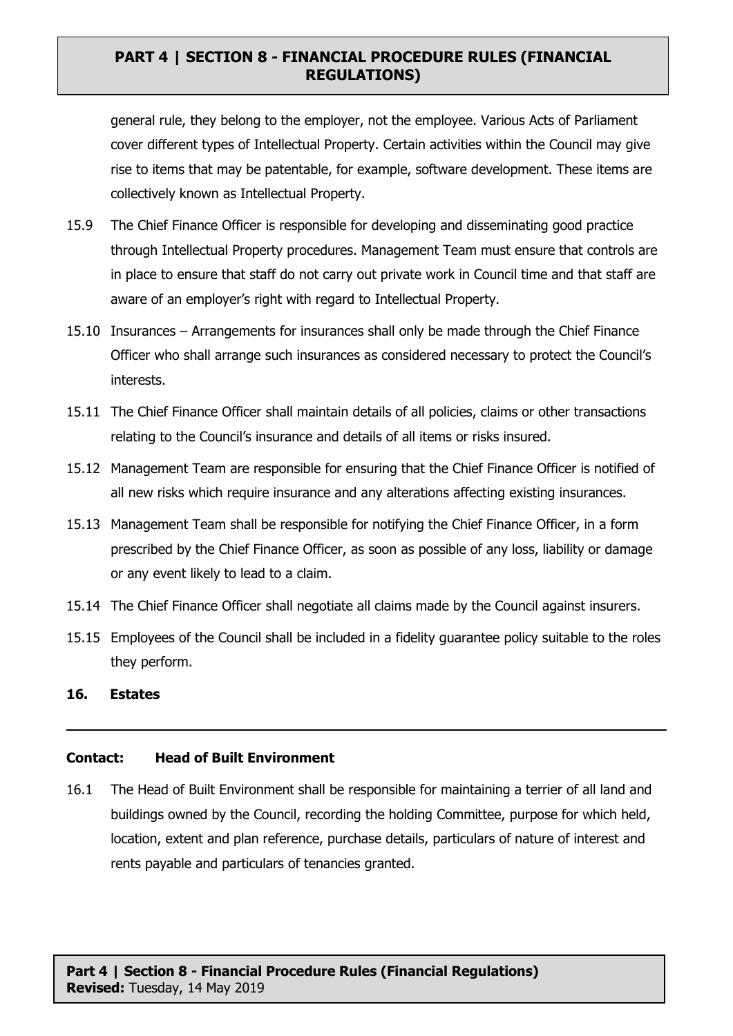general rule, they belong to the employer, not the employee. Various Acts of Parliament cover different types of Intellectual Property. Certain activities within the Council may give rise to items that may be patentable, for example, software development. These items are collectively known as Intellectual Property.

15.9 The Chief Finance Officer is responsible for developing and disseminating good practice through Intellectual Property procedures. Management Team must ensure that controls are in place to ensure that staff do not carry out private work in Council time and that staff are aware of an employer's right with regard to Intellectual Property.

15.10 Insurances – Arrangements for insurances shall only be made through the Chief Finance Officer who shall arrange such insurances as considered necessary to protect the Council's interests.

15.11 The Chief Finance Officer shall maintain details of all policies, claims or other transactions relating to the Council's insurance and details of all items or risks insured.

15.12 Management Team are responsible for ensuring that the Chief Finance Officer is notified of all new risks which require insurance and any alterations affecting existing insurances.

15.13 Management Team shall be responsible for notifying the Chief Finance Officer, in a form prescribed by the Chief Finance Officer, as soon as possible of any loss, liability or damage or any event likely to lead to a claim.

15.14 The Chief Finance Officer shall negotiate all claims made by the Council against insurers.

15.15 Employees of the Council shall be included in a fidelity guarantee policy suitable to the roles they perform.

## 16. Estates

---

**Contact: Head of Built Environment**

16.1 The Head of Built Environment shall be responsible for maintaining a terrier of all land and buildings owned by the Council, recording the holding Committee, purpose for which held, location, extent and plan reference, purchase details, particulars of nature of interest and rents payable and particulars of tenancies granted.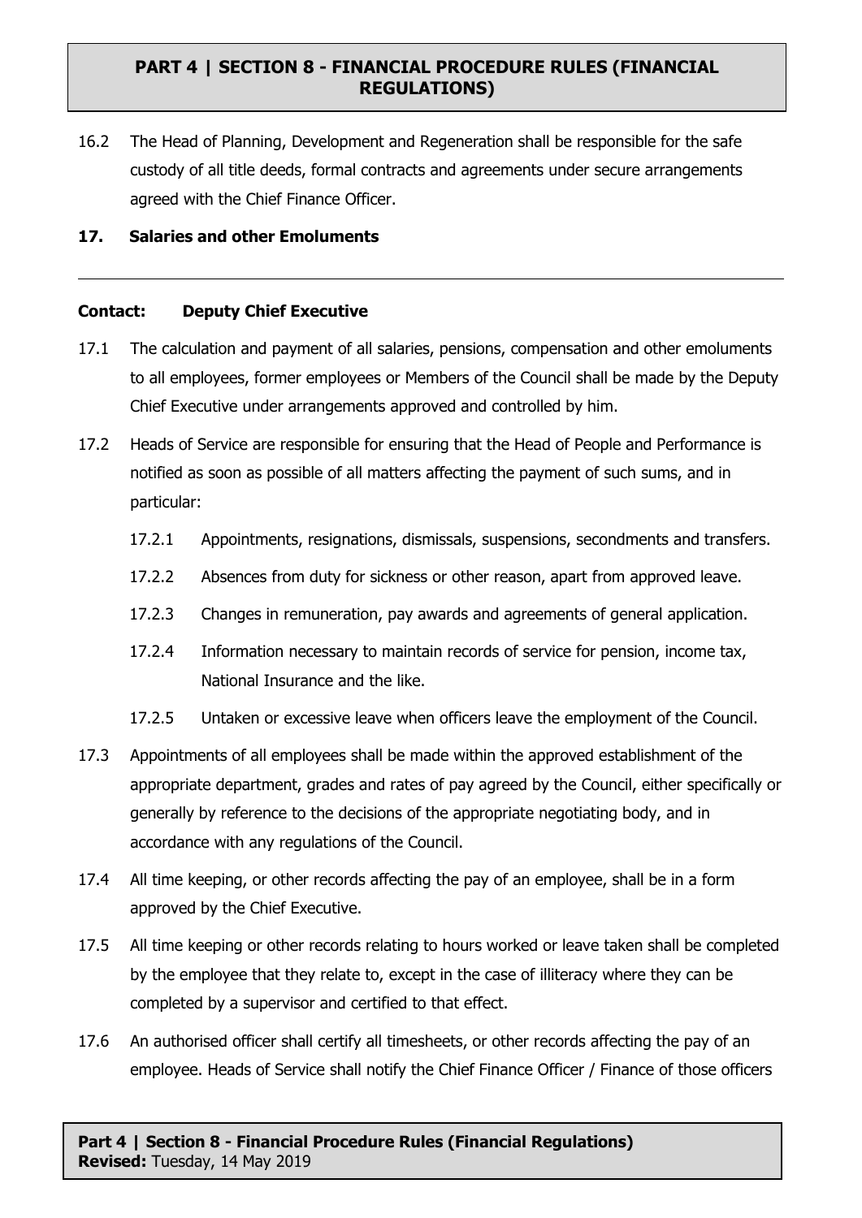16.2 The Head of Planning, Development and Regeneration shall be responsible for the safe custody of all title deeds, formal contracts and agreements under secure arrangements agreed with the Chief Finance Officer.

## 17. Salaries and other Emoluments

---

**Contact: Deputy Chief Executive**

17.1 The calculation and payment of all salaries, pensions, compensation and other emoluments to all employees, former employees or Members of the Council shall be made by the Deputy Chief Executive under arrangements approved and controlled by him.

17.2 Heads of Service are responsible for ensuring that the Head of People and Performance is notified as soon as possible of all matters affecting the payment of such sums, and in particular:

17.2.1 Appointments, resignations, dismissals, suspensions, secondments and transfers.

17.2.2 Absences from duty for sickness or other reason, apart from approved leave.

17.2.3 Changes in remuneration, pay awards and agreements of general application.

17.2.4 Information necessary to maintain records of service for pension, income tax, National Insurance and the like.

17.2.5 Untaken or excessive leave when officers leave the employment of the Council.

17.3 Appointments of all employees shall be made within the approved establishment of the appropriate department, grades and rates of pay agreed by the Council, either specifically or generally by reference to the decisions of the appropriate negotiating body, and in accordance with any regulations of the Council.

17.4 All time keeping, or other records affecting the pay of an employee, shall be in a form approved by the Chief Executive.

17.5 All time keeping or other records relating to hours worked or leave taken shall be completed by the employee that they relate to, except in the case of illiteracy where they can be completed by a supervisor and certified to that effect.

17.6 An authorised officer shall certify all timesheets, or other records affecting the pay of an employee. Heads of Service shall notify the Chief Finance Officer / Finance of those officers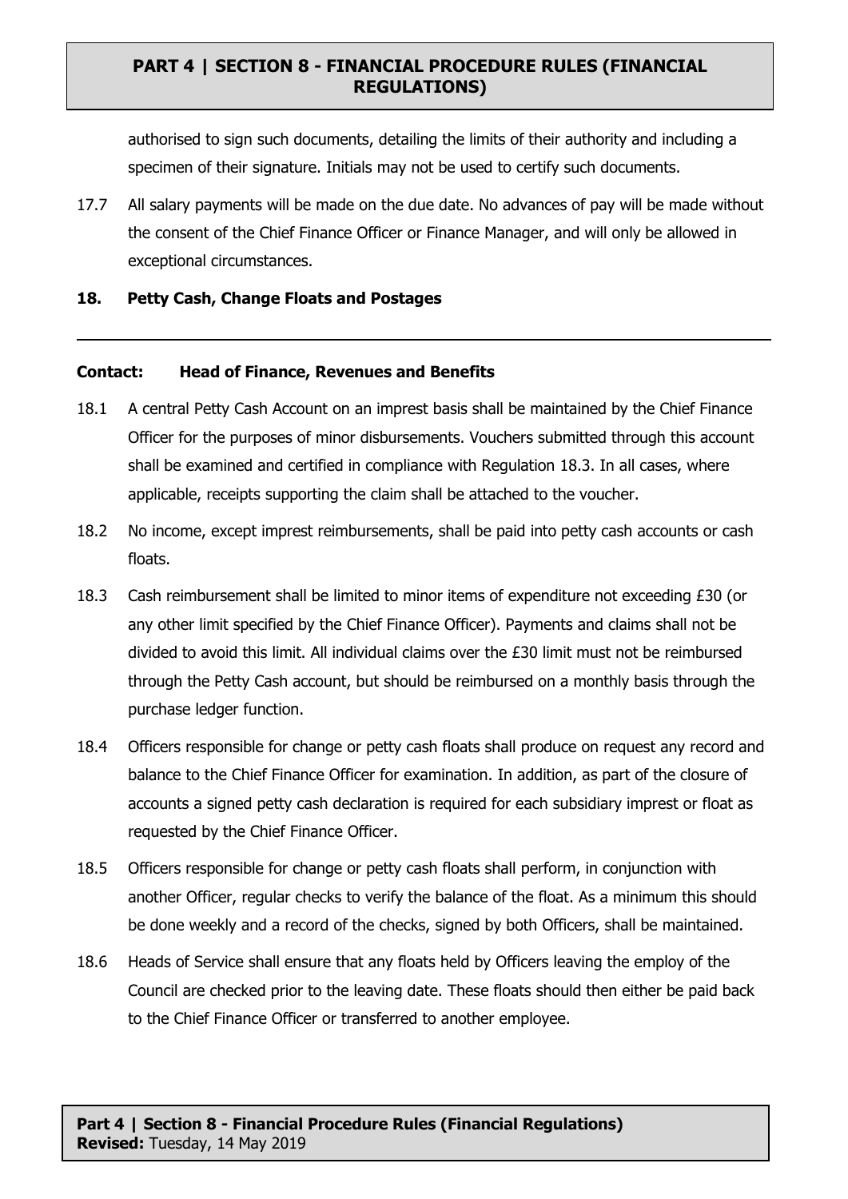authorised to sign such documents, detailing the limits of their authority and including a specimen of their signature. Initials may not be used to certify such documents.

17.7 All salary payments will be made on the due date. No advances of pay will be made without the consent of the Chief Finance Officer or Finance Manager, and will only be allowed in exceptional circumstances.

## 18. Petty Cash, Change Floats and Postages

---

**Contact: Head of Finance, Revenues and Benefits**

18.1 A central Petty Cash Account on an imprest basis shall be maintained by the Chief Finance Officer for the purposes of minor disbursements. Vouchers submitted through this account shall be examined and certified in compliance with Regulation 18.3. In all cases, where applicable, receipts supporting the claim shall be attached to the voucher.

18.2 No income, except imprest reimbursements, shall be paid into petty cash accounts or cash floats.

18.3 Cash reimbursement shall be limited to minor items of expenditure not exceeding £30 (or any other limit specified by the Chief Finance Officer). Payments and claims shall not be divided to avoid this limit. All individual claims over the £30 limit must not be reimbursed through the Petty Cash account, but should be reimbursed on a monthly basis through the purchase ledger function.

18.4 Officers responsible for change or petty cash floats shall produce on request any record and balance to the Chief Finance Officer for examination. In addition, as part of the closure of accounts a signed petty cash declaration is required for each subsidiary imprest or float as requested by the Chief Finance Officer.

18.5 Officers responsible for change or petty cash floats shall perform, in conjunction with another Officer, regular checks to verify the balance of the float. As a minimum this should be done weekly and a record of the checks, signed by both Officers, shall be maintained.

18.6 Heads of Service shall ensure that any floats held by Officers leaving the employ of the Council are checked prior to the leaving date. These floats should then either be paid back to the Chief Finance Officer or transferred to another employee.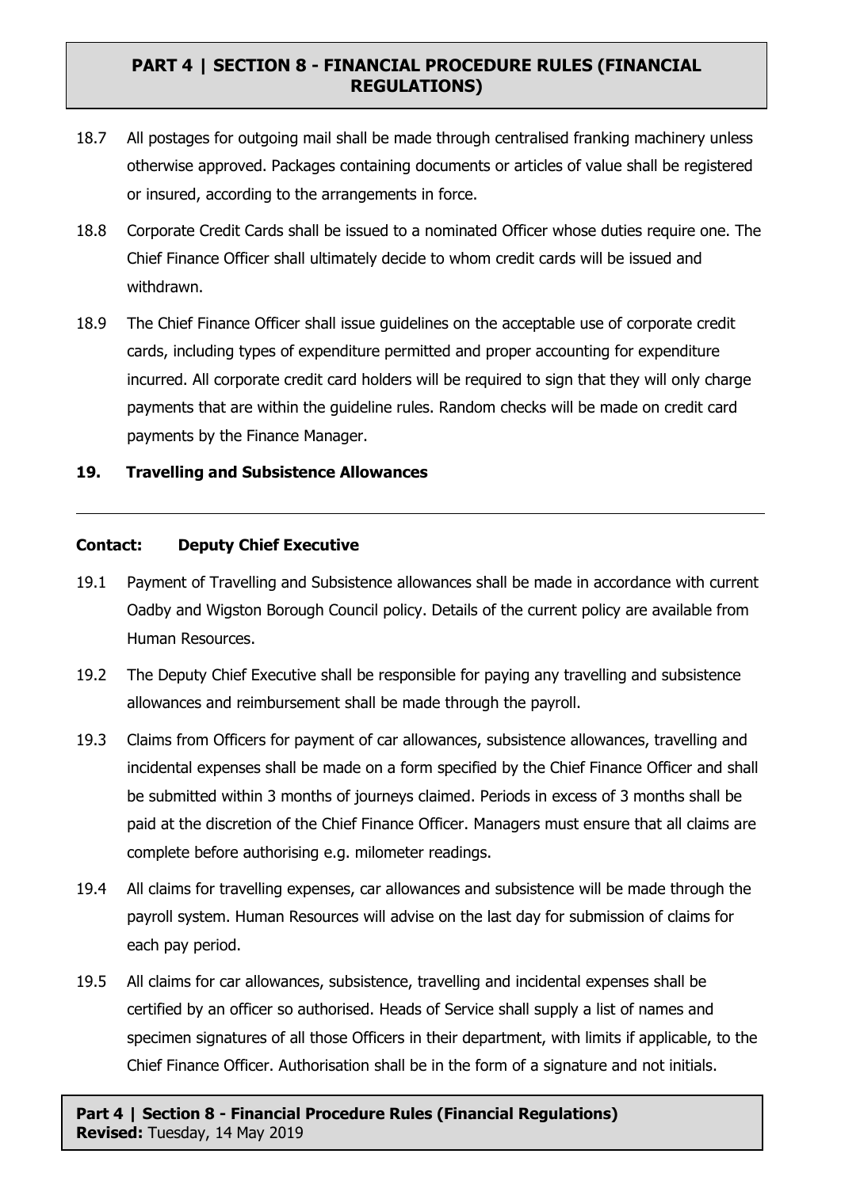18.7 All postages for outgoing mail shall be made through centralised franking machinery unless otherwise approved. Packages containing documents or articles of value shall be registered or insured, according to the arrangements in force.

18.8 Corporate Credit Cards shall be issued to a nominated Officer whose duties require one. The Chief Finance Officer shall ultimately decide to whom credit cards will be issued and withdrawn.

18.9 The Chief Finance Officer shall issue guidelines on the acceptable use of corporate credit cards, including types of expenditure permitted and proper accounting for expenditure incurred. All corporate credit card holders will be required to sign that they will only charge payments that are within the guideline rules. Random checks will be made on credit card payments by the Finance Manager.

## 19. Travelling and Subsistence Allowances

---

**Contact: Deputy Chief Executive**

19.1 Payment of Travelling and Subsistence allowances shall be made in accordance with current Oadby and Wigston Borough Council policy. Details of the current policy are available from Human Resources.

19.2 The Deputy Chief Executive shall be responsible for paying any travelling and subsistence allowances and reimbursement shall be made through the payroll.

19.3 Claims from Officers for payment of car allowances, subsistence allowances, travelling and incidental expenses shall be made on a form specified by the Chief Finance Officer and shall be submitted within 3 months of journeys claimed. Periods in excess of 3 months shall be paid at the discretion of the Chief Finance Officer. Managers must ensure that all claims are complete before authorising e.g. milometer readings.

19.4 All claims for travelling expenses, car allowances and subsistence will be made through the payroll system. Human Resources will advise on the last day for submission of claims for each pay period.

19.5 All claims for car allowances, subsistence, travelling and incidental expenses shall be certified by an officer so authorised. Heads of Service shall supply a list of names and specimen signatures of all those Officers in their department, with limits if applicable, to the Chief Finance Officer. Authorisation shall be in the form of a signature and not initials.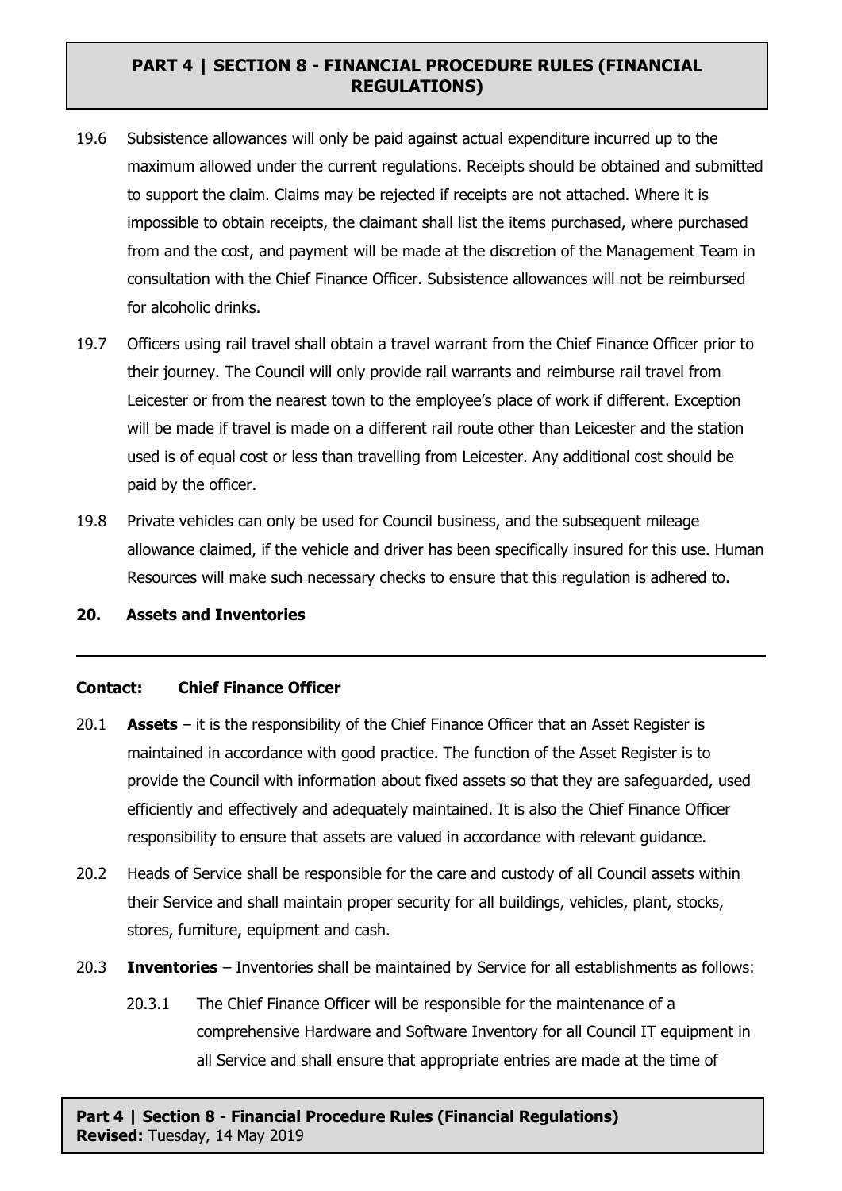19.6 Subsistence allowances will only be paid against actual expenditure incurred up to the maximum allowed under the current regulations. Receipts should be obtained and submitted to support the claim. Claims may be rejected if receipts are not attached. Where it is impossible to obtain receipts, the claimant shall list the items purchased, where purchased from and the cost, and payment will be made at the discretion of the Management Team in consultation with the Chief Finance Officer. Subsistence allowances will not be reimbursed for alcoholic drinks.

19.7 Officers using rail travel shall obtain a travel warrant from the Chief Finance Officer prior to their journey. The Council will only provide rail warrants and reimburse rail travel from Leicester or from the nearest town to the employee's place of work if different. Exception will be made if travel is made on a different rail route other than Leicester and the station used is of equal cost or less than travelling from Leicester. Any additional cost should be paid by the officer.

19.8 Private vehicles can only be used for Council business, and the subsequent mileage allowance claimed, if the vehicle and driver has been specifically insured for this use. Human Resources will make such necessary checks to ensure that this regulation is adhered to.

## 20. Assets and Inventories

**Contact: Chief Finance Officer**

20.1 **Assets** – it is the responsibility of the Chief Finance Officer that an Asset Register is maintained in accordance with good practice. The function of the Asset Register is to provide the Council with information about fixed assets so that they are safeguarded, used efficiently and effectively and adequately maintained. It is also the Chief Finance Officer responsibility to ensure that assets are valued in accordance with relevant guidance.

20.2 Heads of Service shall be responsible for the care and custody of all Council assets within their Service and shall maintain proper security for all buildings, vehicles, plant, stocks, stores, furniture, equipment and cash.

20.3 **Inventories** – Inventories shall be maintained by Service for all establishments as follows:

20.3.1 The Chief Finance Officer will be responsible for the maintenance of a comprehensive Hardware and Software Inventory for all Council IT equipment in all Service and shall ensure that appropriate entries are made at the time of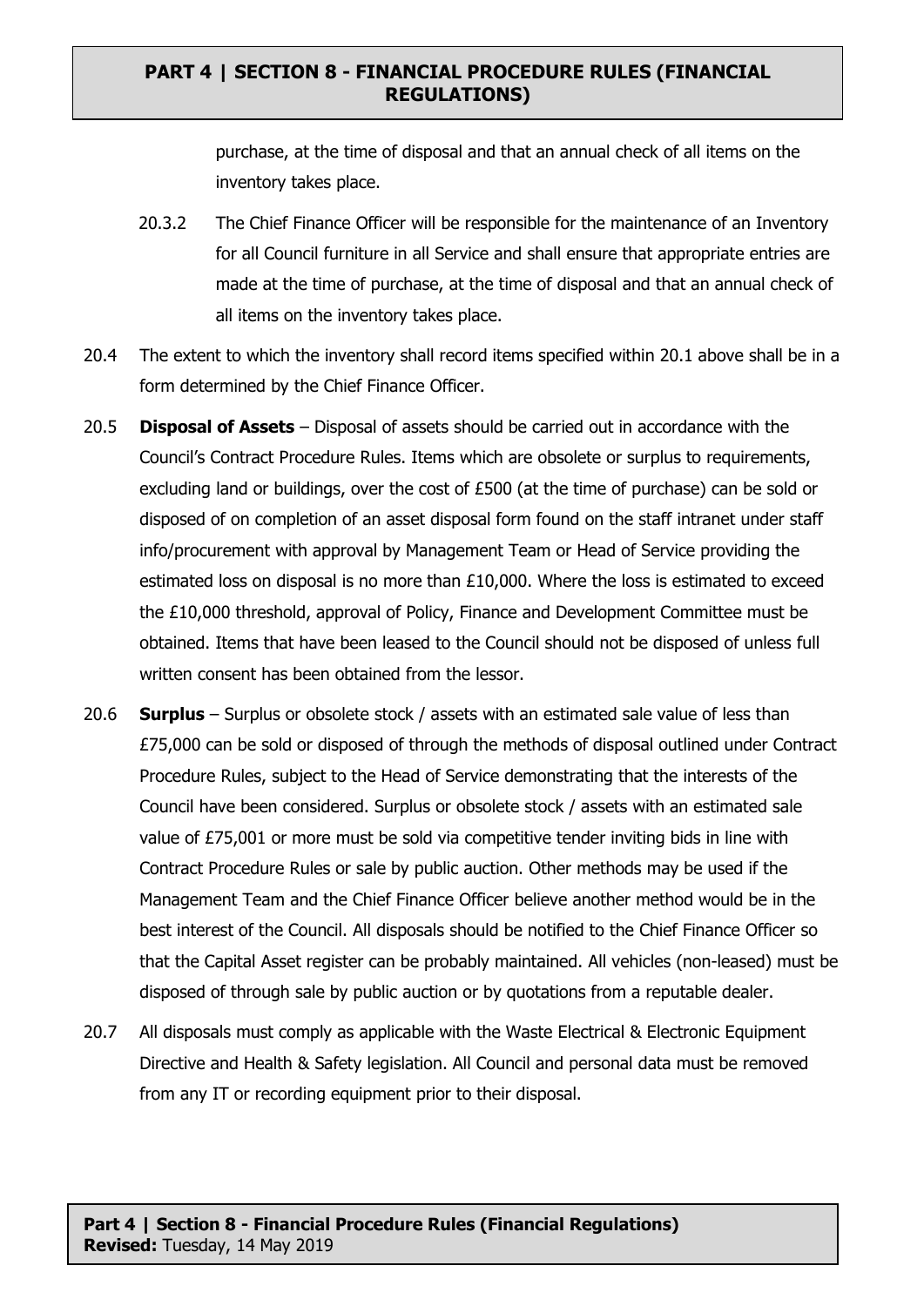purchase, at the time of disposal and that an annual check of all items on the inventory takes place.

20.3.2 The Chief Finance Officer will be responsible for the maintenance of an Inventory for all Council furniture in all Service and shall ensure that appropriate entries are made at the time of purchase, at the time of disposal and that an annual check of all items on the inventory takes place.

20.4 The extent to which the inventory shall record items specified within 20.1 above shall be in a form determined by the Chief Finance Officer.

20.5 **Disposal of Assets** – Disposal of assets should be carried out in accordance with the Council's Contract Procedure Rules. Items which are obsolete or surplus to requirements, excluding land or buildings, over the cost of £500 (at the time of purchase) can be sold or disposed of on completion of an asset disposal form found on the staff intranet under staff info/procurement with approval by Management Team or Head of Service providing the estimated loss on disposal is no more than £10,000. Where the loss is estimated to exceed the £10,000 threshold, approval of Policy, Finance and Development Committee must be obtained. Items that have been leased to the Council should not be disposed of unless full written consent has been obtained from the lessor.

20.6 **Surplus** – Surplus or obsolete stock / assets with an estimated sale value of less than £75,000 can be sold or disposed of through the methods of disposal outlined under Contract Procedure Rules, subject to the Head of Service demonstrating that the interests of the Council have been considered. Surplus or obsolete stock / assets with an estimated sale value of £75,001 or more must be sold via competitive tender inviting bids in line with Contract Procedure Rules or sale by public auction. Other methods may be used if the Management Team and the Chief Finance Officer believe another method would be in the best interest of the Council. All disposals should be notified to the Chief Finance Officer so that the Capital Asset register can be probably maintained. All vehicles (non-leased) must be disposed of through sale by public auction or by quotations from a reputable dealer.

20.7 All disposals must comply as applicable with the Waste Electrical & Electronic Equipment Directive and Health & Safety legislation. All Council and personal data must be removed from any IT or recording equipment prior to their disposal.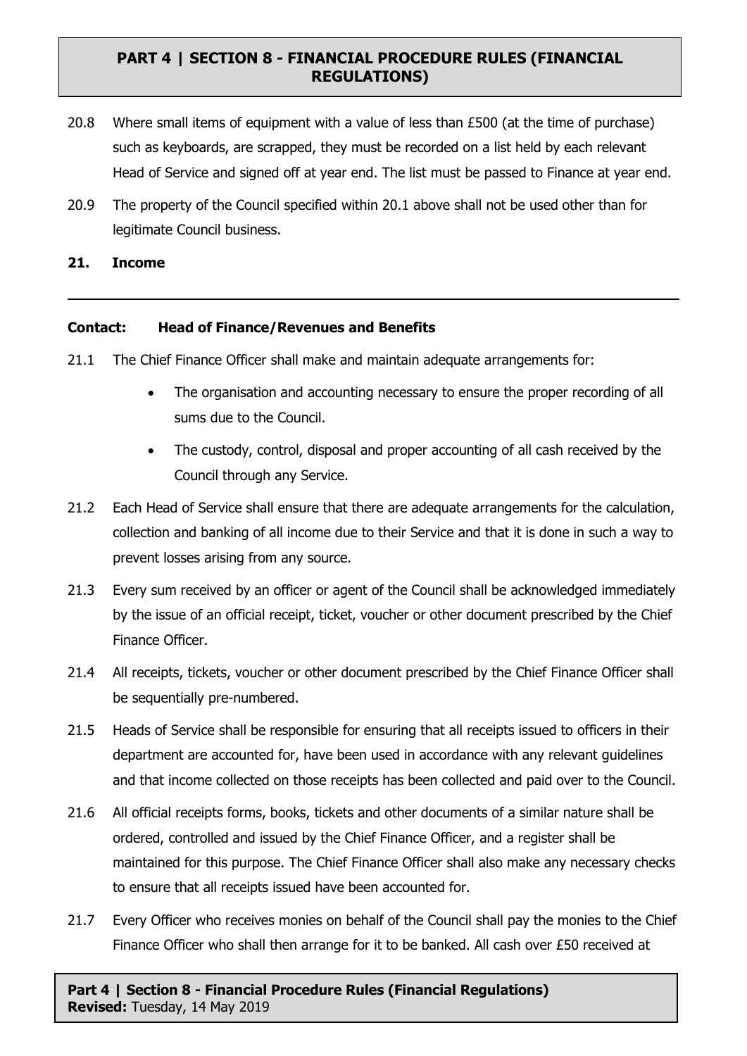20.8 Where small items of equipment with a value of less than £500 (at the time of purchase) such as keyboards, are scrapped, they must be recorded on a list held by each relevant Head of Service and signed off at year end. The list must be passed to Finance at year end.

20.9 The property of the Council specified within 20.1 above shall not be used other than for legitimate Council business.

## 21. Income

---

**Contact: Head of Finance/Revenues and Benefits**

21.1 The Chief Finance Officer shall make and maintain adequate arrangements for:

- The organisation and accounting necessary to ensure the proper recording of all sums due to the Council.
- The custody, control, disposal and proper accounting of all cash received by the Council through any Service.

21.2 Each Head of Service shall ensure that there are adequate arrangements for the calculation, collection and banking of all income due to their Service and that it is done in such a way to prevent losses arising from any source.

21.3 Every sum received by an officer or agent of the Council shall be acknowledged immediately by the issue of an official receipt, ticket, voucher or other document prescribed by the Chief Finance Officer.

21.4 All receipts, tickets, voucher or other document prescribed by the Chief Finance Officer shall be sequentially pre-numbered.

21.5 Heads of Service shall be responsible for ensuring that all receipts issued to officers in their department are accounted for, have been used in accordance with any relevant guidelines and that income collected on those receipts has been collected and paid over to the Council.

21.6 All official receipts forms, books, tickets and other documents of a similar nature shall be ordered, controlled and issued by the Chief Finance Officer, and a register shall be maintained for this purpose. The Chief Finance Officer shall also make any necessary checks to ensure that all receipts issued have been accounted for.

21.7 Every Officer who receives monies on behalf of the Council shall pay the monies to the Chief Finance Officer who shall then arrange for it to be banked. All cash over £50 received at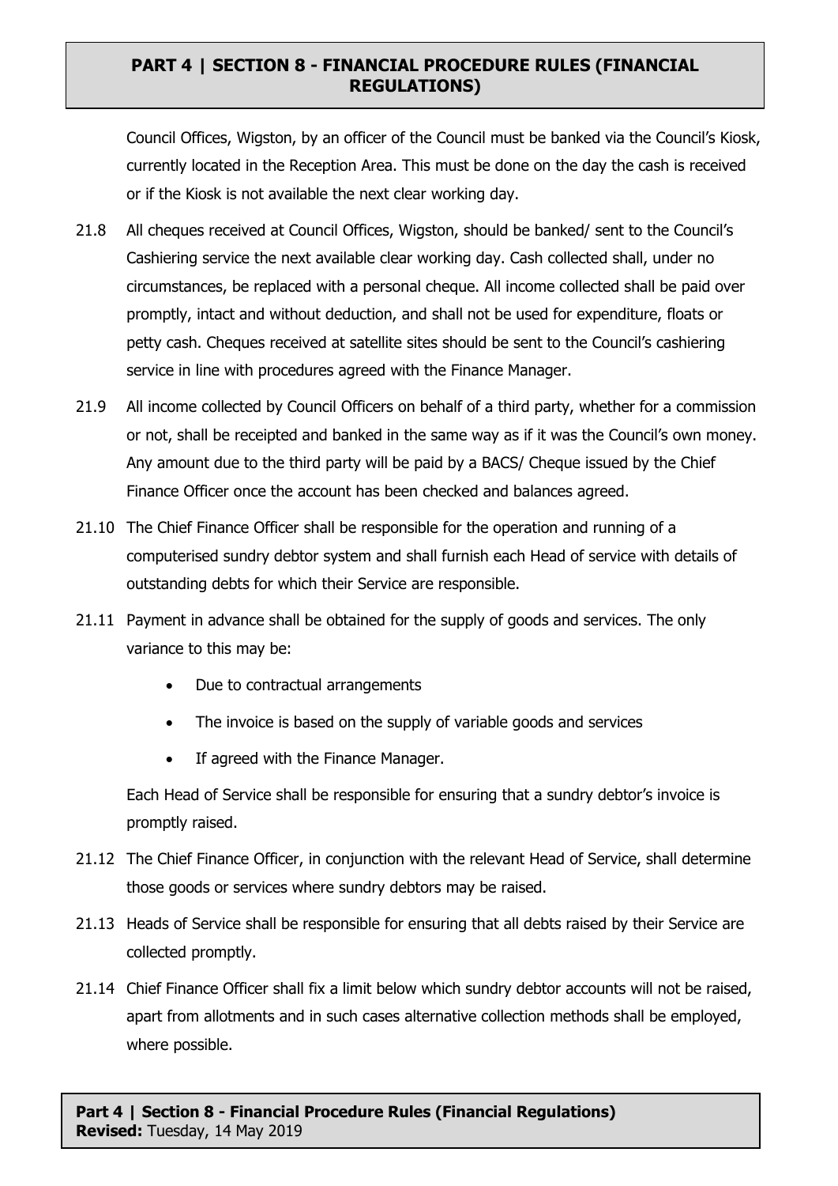Council Offices, Wigston, by an officer of the Council must be banked via the Council's Kiosk, currently located in the Reception Area. This must be done on the day the cash is received or if the Kiosk is not available the next clear working day.

21.8 All cheques received at Council Offices, Wigston, should be banked/ sent to the Council's Cashiering service the next available clear working day. Cash collected shall, under no circumstances, be replaced with a personal cheque. All income collected shall be paid over promptly, intact and without deduction, and shall not be used for expenditure, floats or petty cash. Cheques received at satellite sites should be sent to the Council's cashiering service in line with procedures agreed with the Finance Manager.

21.9 All income collected by Council Officers on behalf of a third party, whether for a commission or not, shall be receipted and banked in the same way as if it was the Council's own money. Any amount due to the third party will be paid by a BACS/ Cheque issued by the Chief Finance Officer once the account has been checked and balances agreed.

21.10 The Chief Finance Officer shall be responsible for the operation and running of a computerised sundry debtor system and shall furnish each Head of service with details of outstanding debts for which their Service are responsible.

21.11 Payment in advance shall be obtained for the supply of goods and services. The only variance to this may be:

- Due to contractual arrangements
- The invoice is based on the supply of variable goods and services
- If agreed with the Finance Manager.

Each Head of Service shall be responsible for ensuring that a sundry debtor's invoice is promptly raised.

21.12 The Chief Finance Officer, in conjunction with the relevant Head of Service, shall determine those goods or services where sundry debtors may be raised.

21.13 Heads of Service shall be responsible for ensuring that all debts raised by their Service are collected promptly.

21.14 Chief Finance Officer shall fix a limit below which sundry debtor accounts will not be raised, apart from allotments and in such cases alternative collection methods shall be employed, where possible.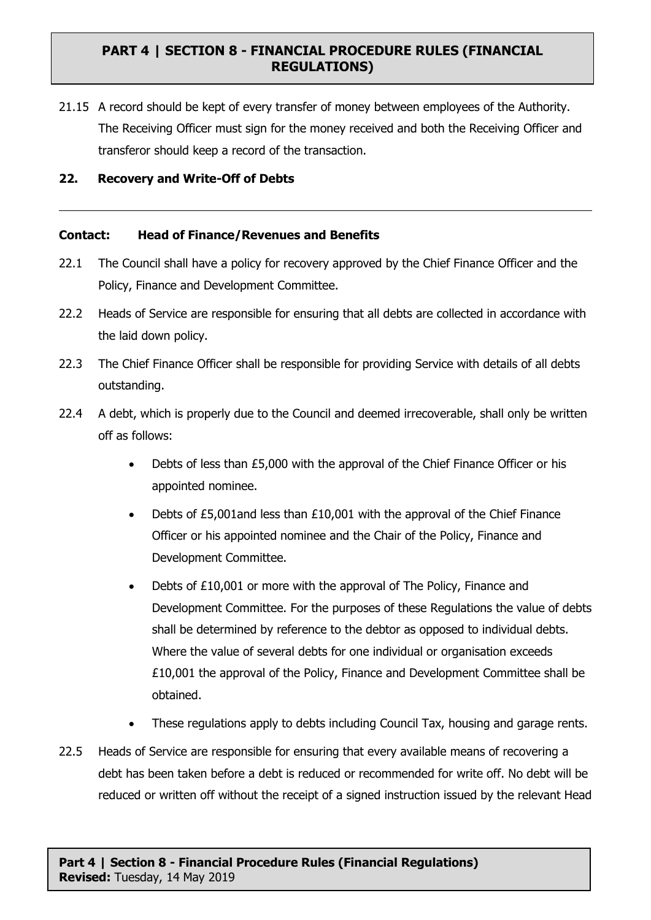21.15 A record should be kept of every transfer of money between employees of the Authority. The Receiving Officer must sign for the money received and both the Receiving Officer and transferor should keep a record of the transaction.

## 22. Recovery and Write-Off of Debts

---

**Contact: Head of Finance/Revenues and Benefits**

22.1 The Council shall have a policy for recovery approved by the Chief Finance Officer and the Policy, Finance and Development Committee.

22.2 Heads of Service are responsible for ensuring that all debts are collected in accordance with the laid down policy.

22.3 The Chief Finance Officer shall be responsible for providing Service with details of all debts outstanding.

22.4 A debt, which is properly due to the Council and deemed irrecoverable, shall only be written off as follows:

- Debts of less than £5,000 with the approval of the Chief Finance Officer or his appointed nominee.
- Debts of £5,001and less than £10,001 with the approval of the Chief Finance Officer or his appointed nominee and the Chair of the Policy, Finance and Development Committee.
- Debts of £10,001 or more with the approval of The Policy, Finance and Development Committee. For the purposes of these Regulations the value of debts shall be determined by reference to the debtor as opposed to individual debts. Where the value of several debts for one individual or organisation exceeds £10,001 the approval of the Policy, Finance and Development Committee shall be obtained.
- These regulations apply to debts including Council Tax, housing and garage rents.

22.5 Heads of Service are responsible for ensuring that every available means of recovering a debt has been taken before a debt is reduced or recommended for write off. No debt will be reduced or written off without the receipt of a signed instruction issued by the relevant Head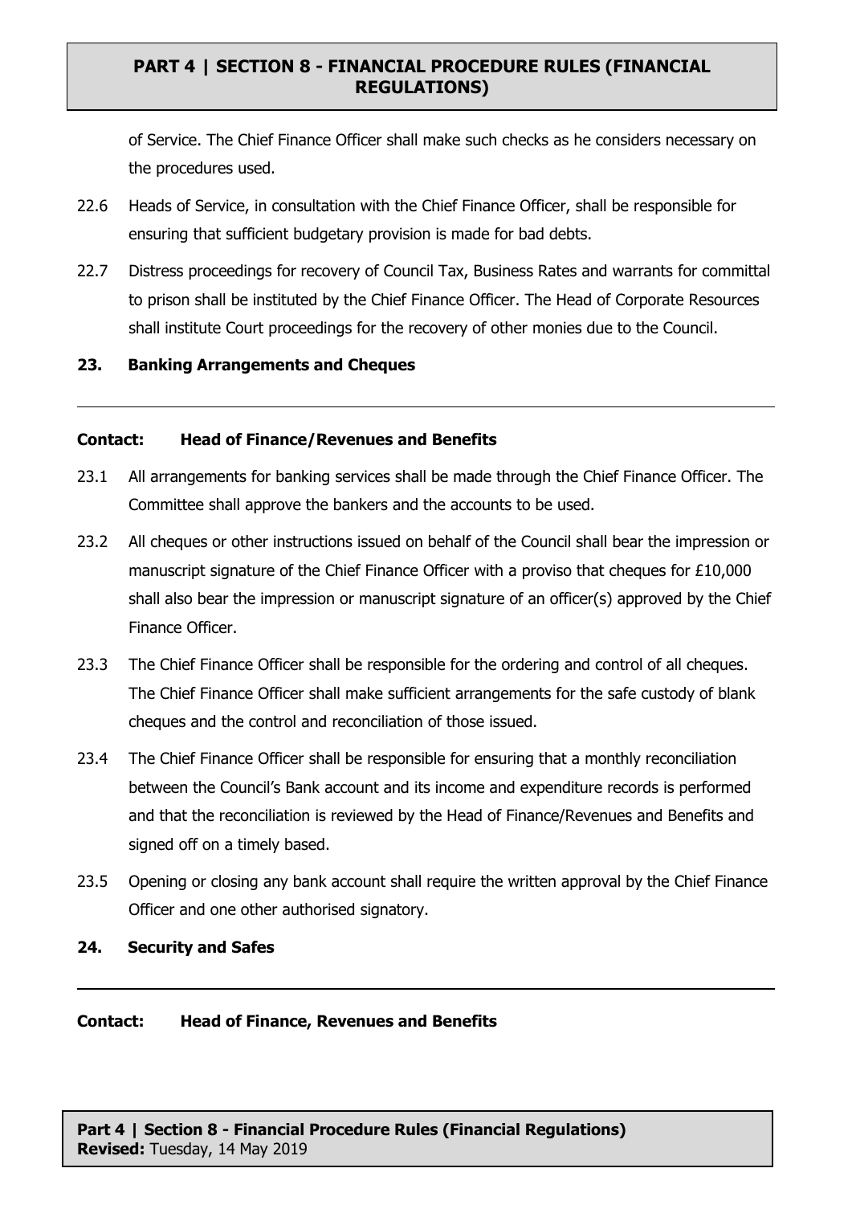of Service. The Chief Finance Officer shall make such checks as he considers necessary on the procedures used.

22.6 Heads of Service, in consultation with the Chief Finance Officer, shall be responsible for ensuring that sufficient budgetary provision is made for bad debts.

22.7 Distress proceedings for recovery of Council Tax, Business Rates and warrants for committal to prison shall be instituted by the Chief Finance Officer. The Head of Corporate Resources shall institute Court proceedings for the recovery of other monies due to the Council.

## 23. Banking Arrangements and Cheques

**Contact: Head of Finance/Revenues and Benefits**

23.1 All arrangements for banking services shall be made through the Chief Finance Officer. The Committee shall approve the bankers and the accounts to be used.

23.2 All cheques or other instructions issued on behalf of the Council shall bear the impression or manuscript signature of the Chief Finance Officer with a proviso that cheques for £10,000 shall also bear the impression or manuscript signature of an officer(s) approved by the Chief Finance Officer.

23.3 The Chief Finance Officer shall be responsible for the ordering and control of all cheques. The Chief Finance Officer shall make sufficient arrangements for the safe custody of blank cheques and the control and reconciliation of those issued.

23.4 The Chief Finance Officer shall be responsible for ensuring that a monthly reconciliation between the Council's Bank account and its income and expenditure records is performed and that the reconciliation is reviewed by the Head of Finance/Revenues and Benefits and signed off on a timely based.

23.5 Opening or closing any bank account shall require the written approval by the Chief Finance Officer and one other authorised signatory.

## 24. Security and Safes

**Contact: Head of Finance, Revenues and Benefits**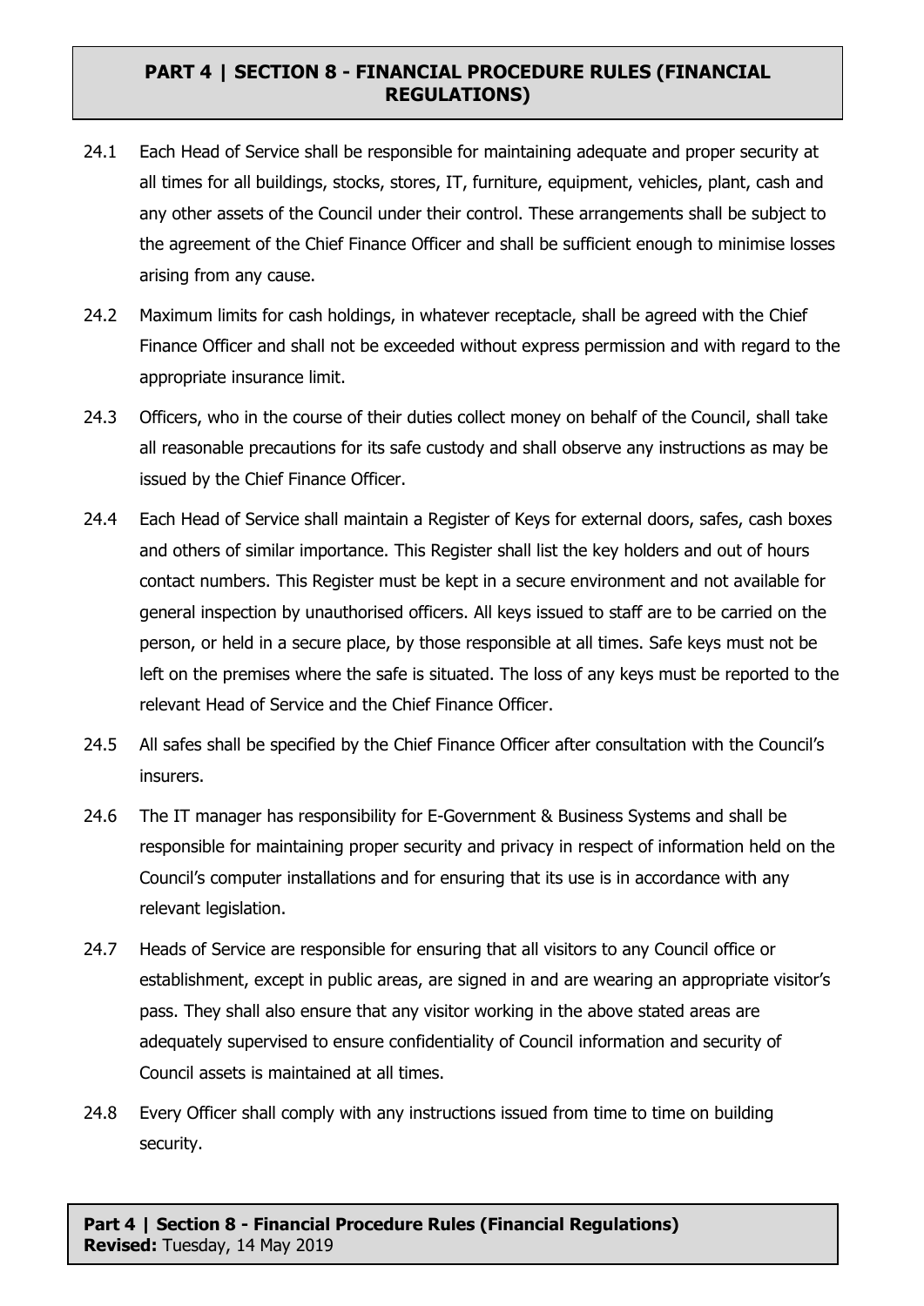24.1 Each Head of Service shall be responsible for maintaining adequate and proper security at all times for all buildings, stocks, stores, IT, furniture, equipment, vehicles, plant, cash and any other assets of the Council under their control. These arrangements shall be subject to the agreement of the Chief Finance Officer and shall be sufficient enough to minimise losses arising from any cause.

24.2 Maximum limits for cash holdings, in whatever receptacle, shall be agreed with the Chief Finance Officer and shall not be exceeded without express permission and with regard to the appropriate insurance limit.

24.3 Officers, who in the course of their duties collect money on behalf of the Council, shall take all reasonable precautions for its safe custody and shall observe any instructions as may be issued by the Chief Finance Officer.

24.4 Each Head of Service shall maintain a Register of Keys for external doors, safes, cash boxes and others of similar importance. This Register shall list the key holders and out of hours contact numbers. This Register must be kept in a secure environment and not available for general inspection by unauthorised officers. All keys issued to staff are to be carried on the person, or held in a secure place, by those responsible at all times. Safe keys must not be left on the premises where the safe is situated. The loss of any keys must be reported to the relevant Head of Service and the Chief Finance Officer.

24.5 All safes shall be specified by the Chief Finance Officer after consultation with the Council's insurers.

24.6 The IT manager has responsibility for E-Government & Business Systems and shall be responsible for maintaining proper security and privacy in respect of information held on the Council's computer installations and for ensuring that its use is in accordance with any relevant legislation.

24.7 Heads of Service are responsible for ensuring that all visitors to any Council office or establishment, except in public areas, are signed in and are wearing an appropriate visitor's pass. They shall also ensure that any visitor working in the above stated areas are adequately supervised to ensure confidentiality of Council information and security of Council assets is maintained at all times.

24.8 Every Officer shall comply with any instructions issued from time to time on building security.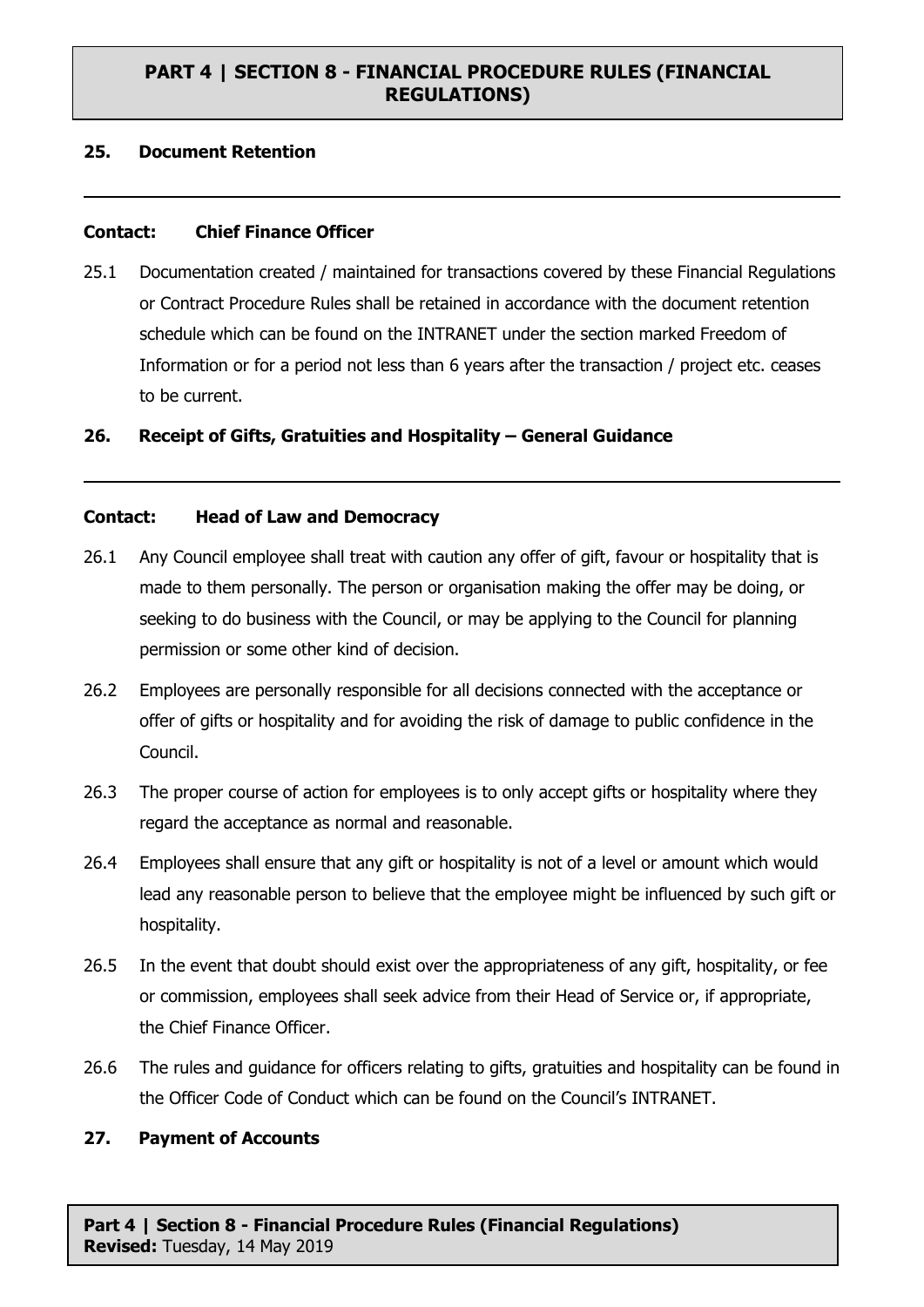## 25. Document Retention

**Contact: Chief Finance Officer**

25.1 Documentation created / maintained for transactions covered by these Financial Regulations or Contract Procedure Rules shall be retained in accordance with the document retention schedule which can be found on the INTRANET under the section marked Freedom of Information or for a period not less than 6 years after the transaction / project etc. ceases to be current.

## 26. Receipt of Gifts, Gratuities and Hospitality – General Guidance

**Contact: Head of Law and Democracy**

26.1 Any Council employee shall treat with caution any offer of gift, favour or hospitality that is made to them personally. The person or organisation making the offer may be doing, or seeking to do business with the Council, or may be applying to the Council for planning permission or some other kind of decision.

26.2 Employees are personally responsible for all decisions connected with the acceptance or offer of gifts or hospitality and for avoiding the risk of damage to public confidence in the Council.

26.3 The proper course of action for employees is to only accept gifts or hospitality where they regard the acceptance as normal and reasonable.

26.4 Employees shall ensure that any gift or hospitality is not of a level or amount which would lead any reasonable person to believe that the employee might be influenced by such gift or hospitality.

26.5 In the event that doubt should exist over the appropriateness of any gift, hospitality, or fee or commission, employees shall seek advice from their Head of Service or, if appropriate, the Chief Finance Officer.

26.6 The rules and guidance for officers relating to gifts, gratuities and hospitality can be found in the Officer Code of Conduct which can be found on the Council's INTRANET.

## 27. Payment of Accounts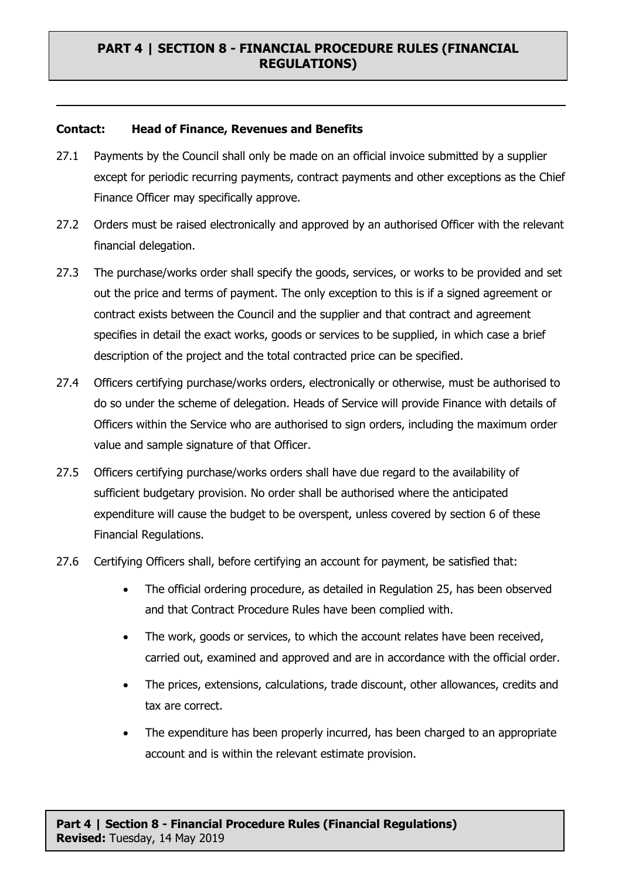**Contact: Head of Finance, Revenues and Benefits**

27.1 Payments by the Council shall only be made on an official invoice submitted by a supplier except for periodic recurring payments, contract payments and other exceptions as the Chief Finance Officer may specifically approve.

27.2 Orders must be raised electronically and approved by an authorised Officer with the relevant financial delegation.

27.3 The purchase/works order shall specify the goods, services, or works to be provided and set out the price and terms of payment. The only exception to this is if a signed agreement or contract exists between the Council and the supplier and that contract and agreement specifies in detail the exact works, goods or services to be supplied, in which case a brief description of the project and the total contracted price can be specified.

27.4 Officers certifying purchase/works orders, electronically or otherwise, must be authorised to do so under the scheme of delegation. Heads of Service will provide Finance with details of Officers within the Service who are authorised to sign orders, including the maximum order value and sample signature of that Officer.

27.5 Officers certifying purchase/works orders shall have due regard to the availability of sufficient budgetary provision. No order shall be authorised where the anticipated expenditure will cause the budget to be overspent, unless covered by section 6 of these Financial Regulations.

27.6 Certifying Officers shall, before certifying an account for payment, be satisfied that:

- The official ordering procedure, as detailed in Regulation 25, has been observed and that Contract Procedure Rules have been complied with.
- The work, goods or services, to which the account relates have been received, carried out, examined and approved and are in accordance with the official order.
- The prices, extensions, calculations, trade discount, other allowances, credits and tax are correct.
- The expenditure has been properly incurred, has been charged to an appropriate account and is within the relevant estimate provision.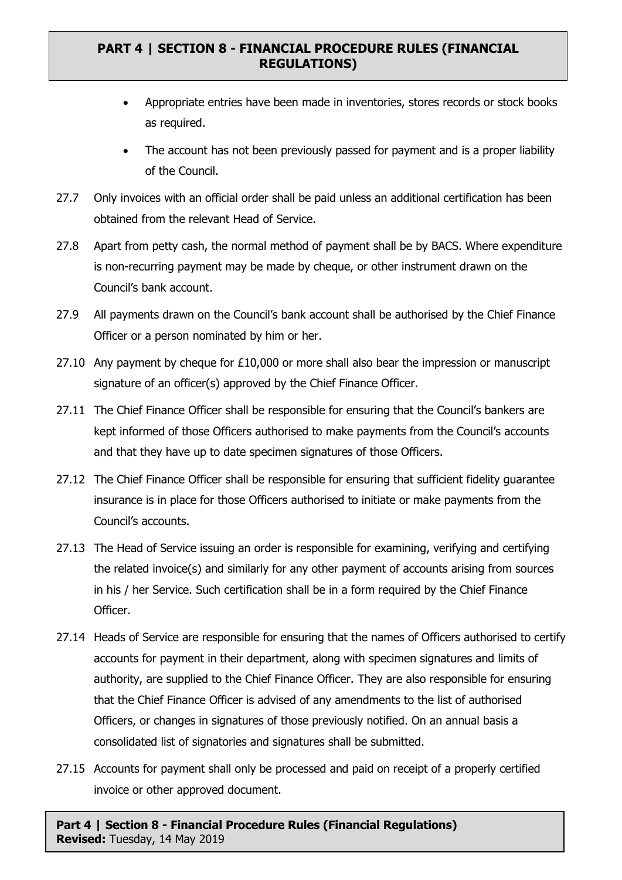- Appropriate entries have been made in inventories, stores records or stock books as required.
- The account has not been previously passed for payment and is a proper liability of the Council.

27.7 Only invoices with an official order shall be paid unless an additional certification has been obtained from the relevant Head of Service.

27.8 Apart from petty cash, the normal method of payment shall be by BACS. Where expenditure is non-recurring payment may be made by cheque, or other instrument drawn on the Council's bank account.

27.9 All payments drawn on the Council's bank account shall be authorised by the Chief Finance Officer or a person nominated by him or her.

27.10 Any payment by cheque for £10,000 or more shall also bear the impression or manuscript signature of an officer(s) approved by the Chief Finance Officer.

27.11 The Chief Finance Officer shall be responsible for ensuring that the Council's bankers are kept informed of those Officers authorised to make payments from the Council's accounts and that they have up to date specimen signatures of those Officers.

27.12 The Chief Finance Officer shall be responsible for ensuring that sufficient fidelity guarantee insurance is in place for those Officers authorised to initiate or make payments from the Council's accounts.

27.13 The Head of Service issuing an order is responsible for examining, verifying and certifying the related invoice(s) and similarly for any other payment of accounts arising from sources in his / her Service. Such certification shall be in a form required by the Chief Finance Officer.

27.14 Heads of Service are responsible for ensuring that the names of Officers authorised to certify accounts for payment in their department, along with specimen signatures and limits of authority, are supplied to the Chief Finance Officer. They are also responsible for ensuring that the Chief Finance Officer is advised of any amendments to the list of authorised Officers, or changes in signatures of those previously notified. On an annual basis a consolidated list of signatories and signatures shall be submitted.

27.15 Accounts for payment shall only be processed and paid on receipt of a properly certified invoice or other approved document.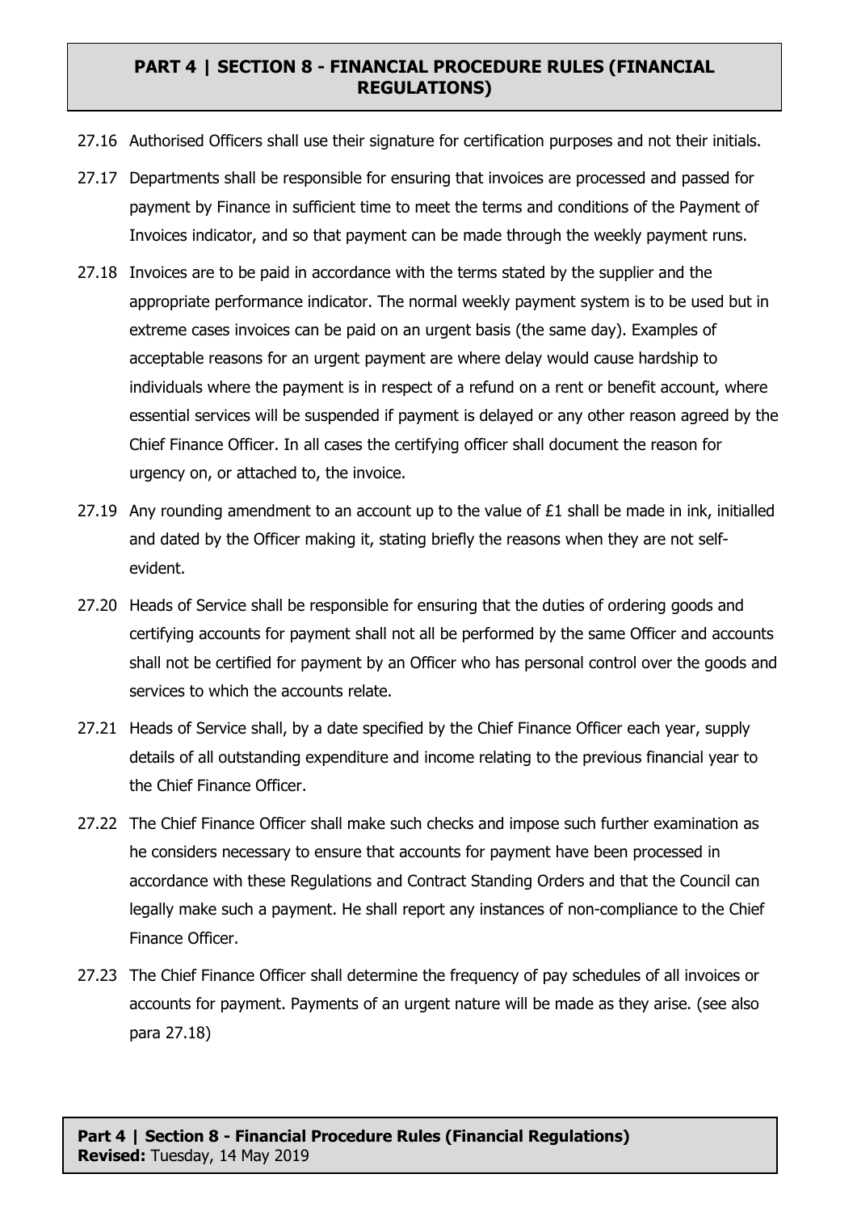27.16 Authorised Officers shall use their signature for certification purposes and not their initials.

27.17 Departments shall be responsible for ensuring that invoices are processed and passed for payment by Finance in sufficient time to meet the terms and conditions of the Payment of Invoices indicator, and so that payment can be made through the weekly payment runs.

27.18 Invoices are to be paid in accordance with the terms stated by the supplier and the appropriate performance indicator. The normal weekly payment system is to be used but in extreme cases invoices can be paid on an urgent basis (the same day). Examples of acceptable reasons for an urgent payment are where delay would cause hardship to individuals where the payment is in respect of a refund on a rent or benefit account, where essential services will be suspended if payment is delayed or any other reason agreed by the Chief Finance Officer. In all cases the certifying officer shall document the reason for urgency on, or attached to, the invoice.

27.19 Any rounding amendment to an account up to the value of £1 shall be made in ink, initialled and dated by the Officer making it, stating briefly the reasons when they are not self-evident.

27.20 Heads of Service shall be responsible for ensuring that the duties of ordering goods and certifying accounts for payment shall not all be performed by the same Officer and accounts shall not be certified for payment by an Officer who has personal control over the goods and services to which the accounts relate.

27.21 Heads of Service shall, by a date specified by the Chief Finance Officer each year, supply details of all outstanding expenditure and income relating to the previous financial year to the Chief Finance Officer.

27.22 The Chief Finance Officer shall make such checks and impose such further examination as he considers necessary to ensure that accounts for payment have been processed in accordance with these Regulations and Contract Standing Orders and that the Council can legally make such a payment. He shall report any instances of non-compliance to the Chief Finance Officer.

27.23 The Chief Finance Officer shall determine the frequency of pay schedules of all invoices or accounts for payment. Payments of an urgent nature will be made as they arise. (see also para 27.18)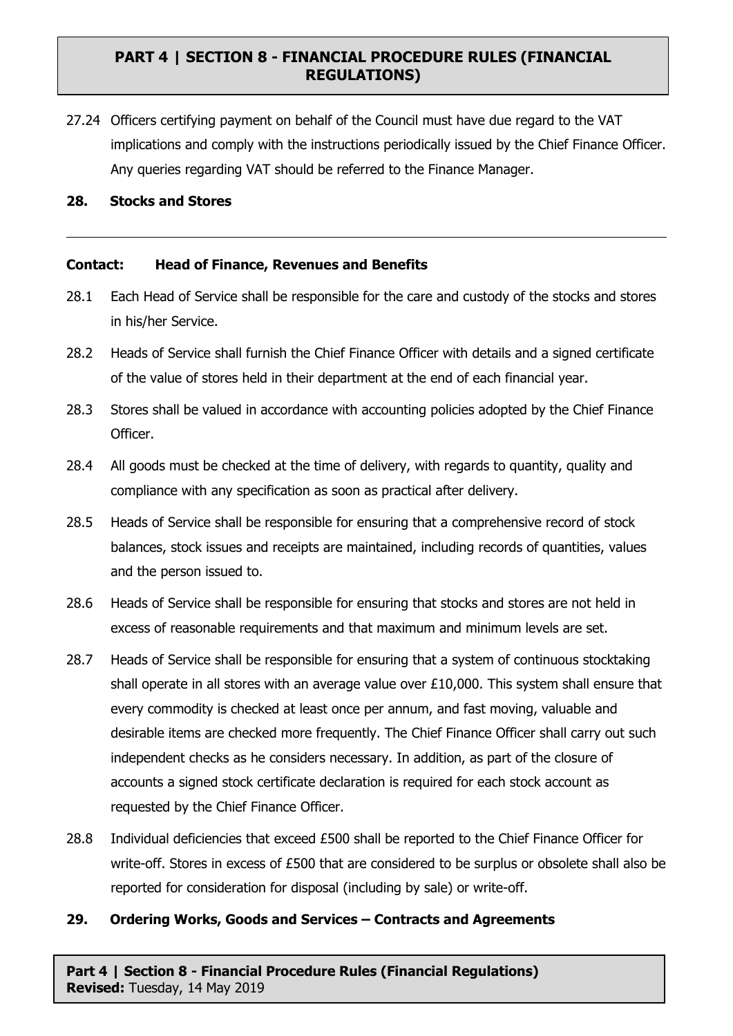27.24 Officers certifying payment on behalf of the Council must have due regard to the VAT implications and comply with the instructions periodically issued by the Chief Finance Officer. Any queries regarding VAT should be referred to the Finance Manager.

## 28. Stocks and Stores

---

**Contact: Head of Finance, Revenues and Benefits**

28.1 Each Head of Service shall be responsible for the care and custody of the stocks and stores in his/her Service.

28.2 Heads of Service shall furnish the Chief Finance Officer with details and a signed certificate of the value of stores held in their department at the end of each financial year.

28.3 Stores shall be valued in accordance with accounting policies adopted by the Chief Finance Officer.

28.4 All goods must be checked at the time of delivery, with regards to quantity, quality and compliance with any specification as soon as practical after delivery.

28.5 Heads of Service shall be responsible for ensuring that a comprehensive record of stock balances, stock issues and receipts are maintained, including records of quantities, values and the person issued to.

28.6 Heads of Service shall be responsible for ensuring that stocks and stores are not held in excess of reasonable requirements and that maximum and minimum levels are set.

28.7 Heads of Service shall be responsible for ensuring that a system of continuous stocktaking shall operate in all stores with an average value over £10,000. This system shall ensure that every commodity is checked at least once per annum, and fast moving, valuable and desirable items are checked more frequently. The Chief Finance Officer shall carry out such independent checks as he considers necessary. In addition, as part of the closure of accounts a signed stock certificate declaration is required for each stock account as requested by the Chief Finance Officer.

28.8 Individual deficiencies that exceed £500 shall be reported to the Chief Finance Officer for write-off. Stores in excess of £500 that are considered to be surplus or obsolete shall also be reported for consideration for disposal (including by sale) or write-off.

## 29. Ordering Works, Goods and Services – Contracts and Agreements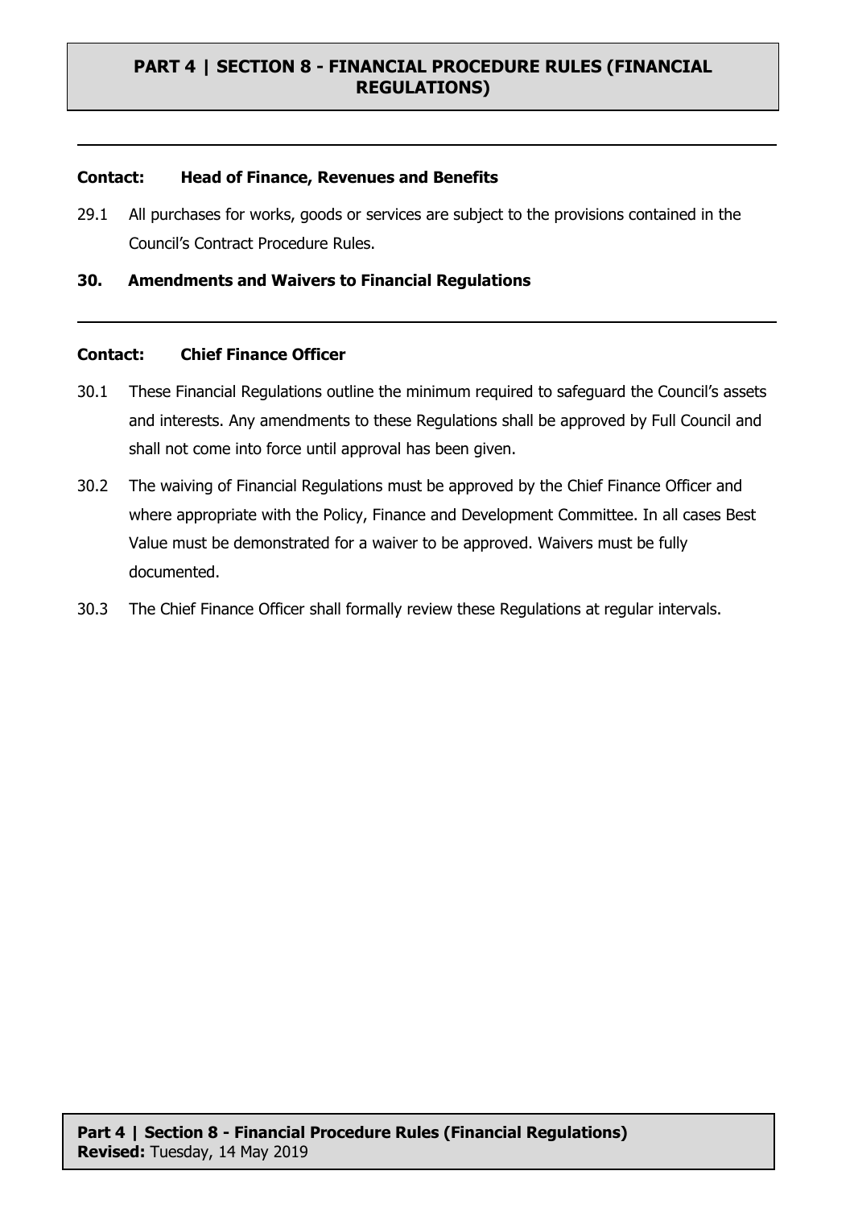**Contact:** **Head of Finance, Revenues and Benefits**

29.1 All purchases for works, goods or services are subject to the provisions contained in the Council's Contract Procedure Rules.

## 30. Amendments and Waivers to Financial Regulations

**Contact:** **Chief Finance Officer**

30.1 These Financial Regulations outline the minimum required to safeguard the Council's assets and interests. Any amendments to these Regulations shall be approved by Full Council and shall not come into force until approval has been given.

30.2 The waiving of Financial Regulations must be approved by the Chief Finance Officer and where appropriate with the Policy, Finance and Development Committee. In all cases Best Value must be demonstrated for a waiver to be approved. Waivers must be fully documented.

30.3 The Chief Finance Officer shall formally review these Regulations at regular intervals.